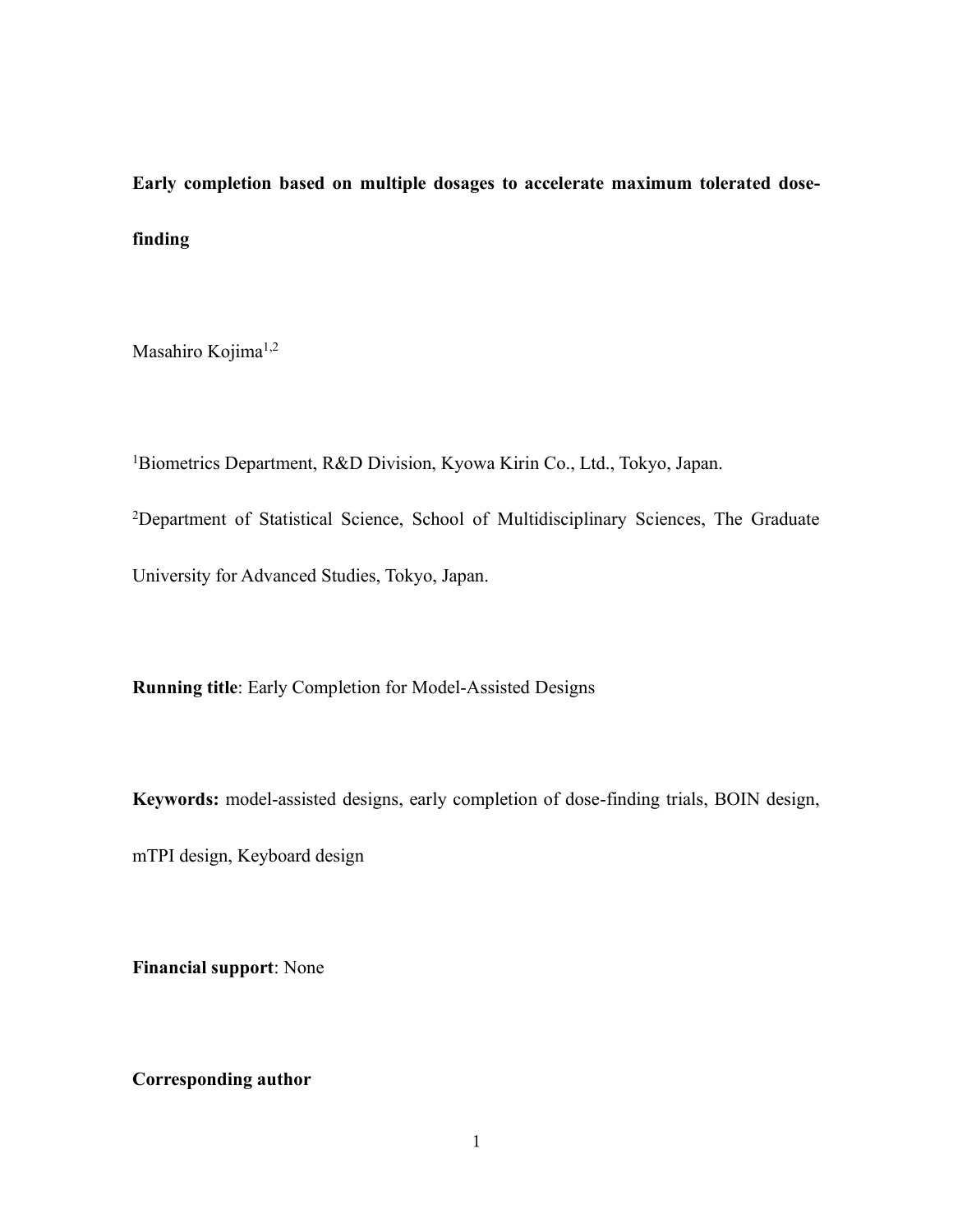**Early completion based on multiple dosages to accelerate maximum tolerated dose-finding**

Masahiro Kojima[1,2]

[1]Biometrics Department, R&D Division, Kyowa Kirin Co., Ltd., Tokyo, Japan.

[2]Department of Statistical Science, School of Multidisciplinary Sciences, The Graduate University for Advanced Studies, Tokyo, Japan.

**Running title**: Early Completion for Model-Assisted Designs

**Keywords:** model-assisted designs, early completion of dose-finding trials, BOIN design, mTPI design, Keyboard design

**Financial support**: None

**Corresponding author**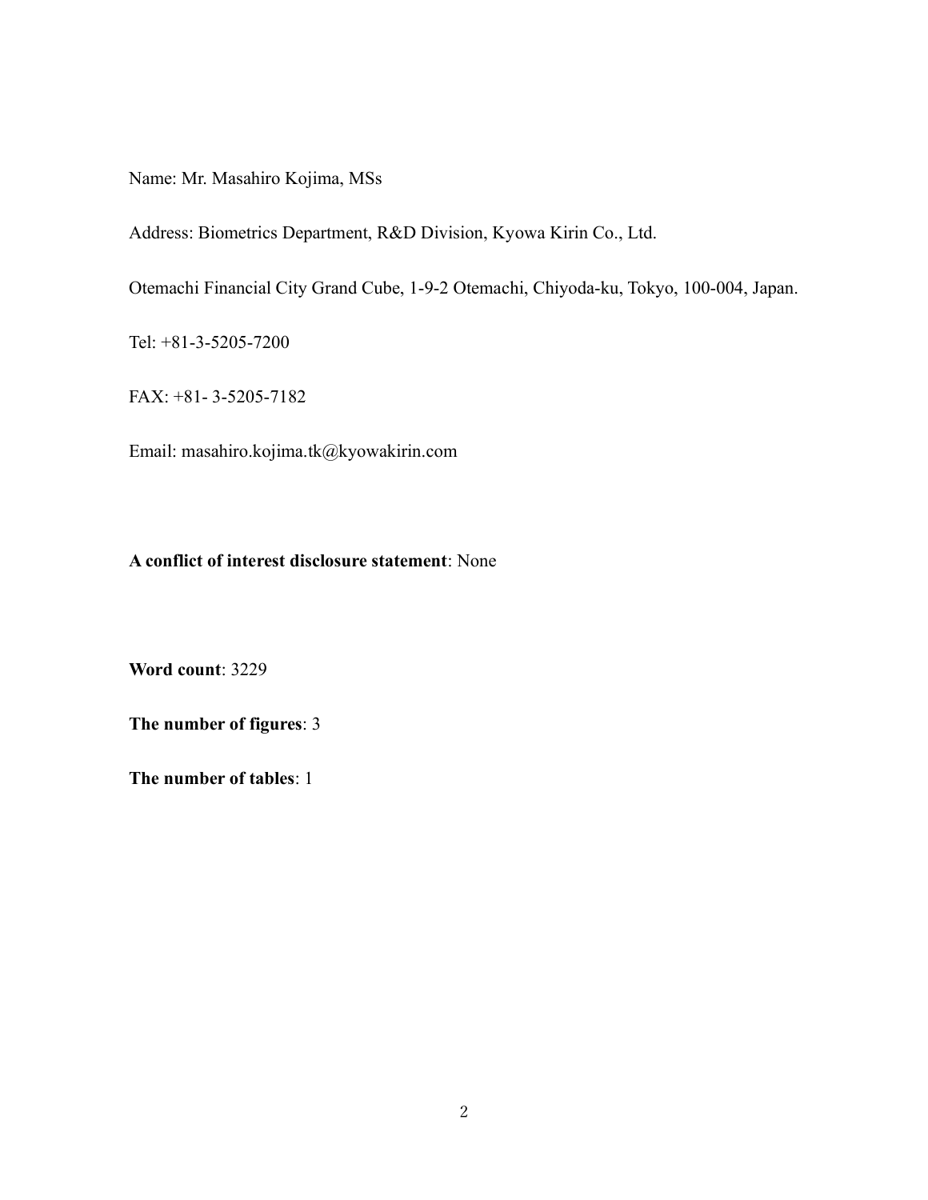Name: Mr. Masahiro Kojima, MSs

Address: Biometrics Department, R&D Division, Kyowa Kirin Co., Ltd.

Otemachi Financial City Grand Cube, 1-9-2 Otemachi, Chiyoda-ku, Tokyo, 100-004, Japan.

Tel: +81-3-5205-7200

FAX: +81- 3-5205-7182

Email: masahiro.kojima.tk@kyowakirin.com

**A conflict of interest disclosure statement**: None

**Word count**: 3229

**The number of figures**: 3

**The number of tables**: 1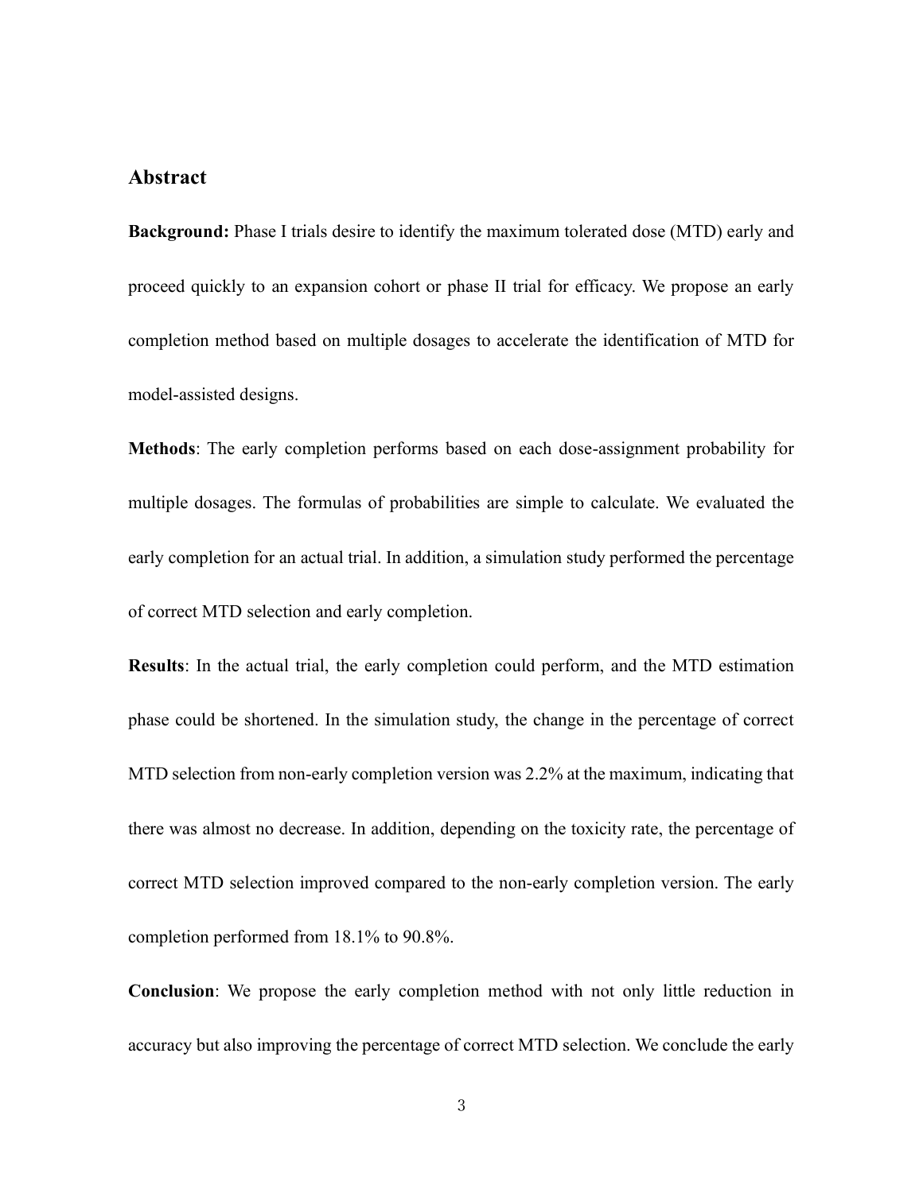## Abstract

**Background:** Phase I trials desire to identify the maximum tolerated dose (MTD) early and proceed quickly to an expansion cohort or phase II trial for efficacy. We propose an early completion method based on multiple dosages to accelerate the identification of MTD for model-assisted designs.

**Methods**: The early completion performs based on each dose-assignment probability for multiple dosages. The formulas of probabilities are simple to calculate. We evaluated the early completion for an actual trial. In addition, a simulation study performed the percentage of correct MTD selection and early completion.

**Results**: In the actual trial, the early completion could perform, and the MTD estimation phase could be shortened. In the simulation study, the change in the percentage of correct MTD selection from non-early completion version was 2.2% at the maximum, indicating that there was almost no decrease. In addition, depending on the toxicity rate, the percentage of correct MTD selection improved compared to the non-early completion version. The early completion performed from 18.1% to 90.8%.

**Conclusion**: We propose the early completion method with not only little reduction in accuracy but also improving the percentage of correct MTD selection. We conclude the early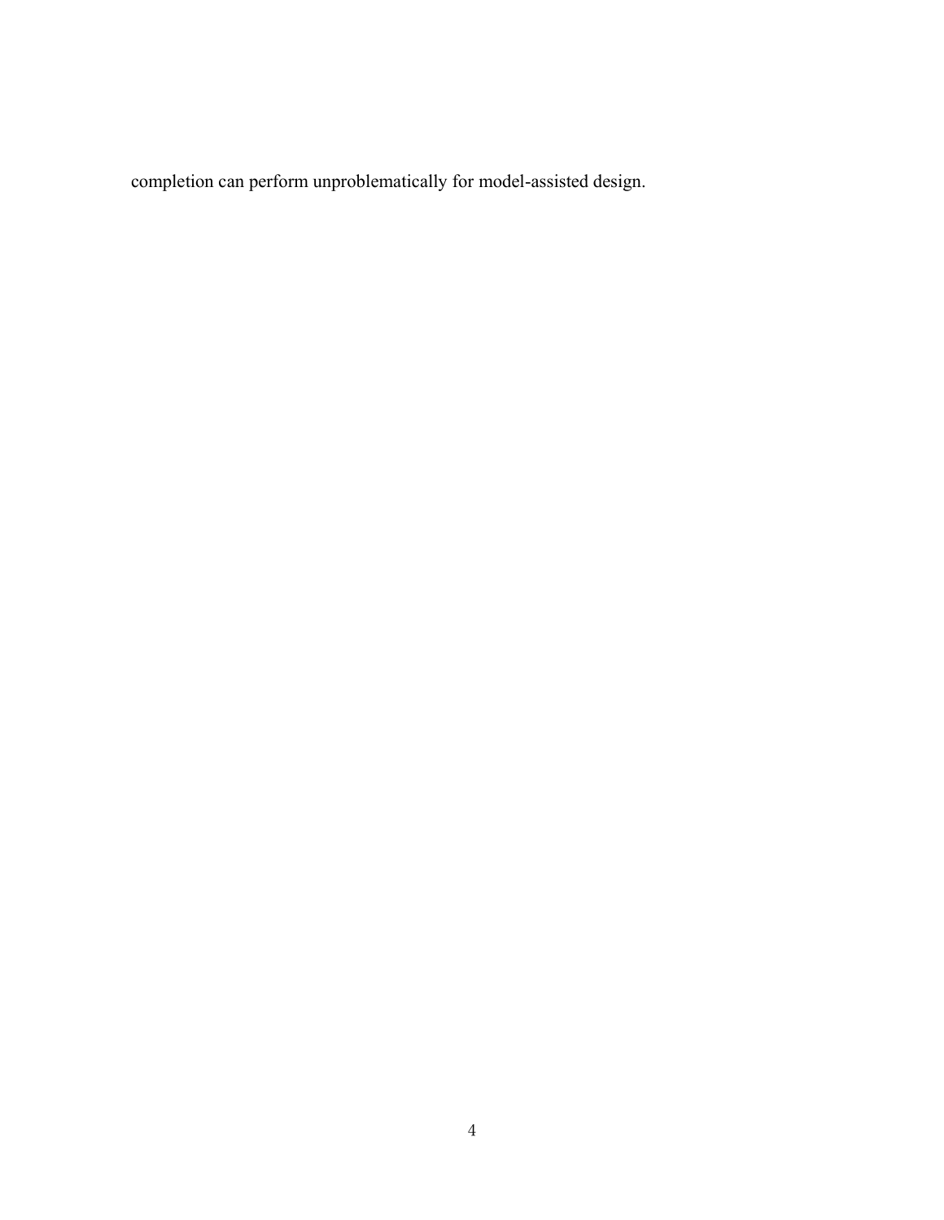completion can perform unproblematically for model-assisted design.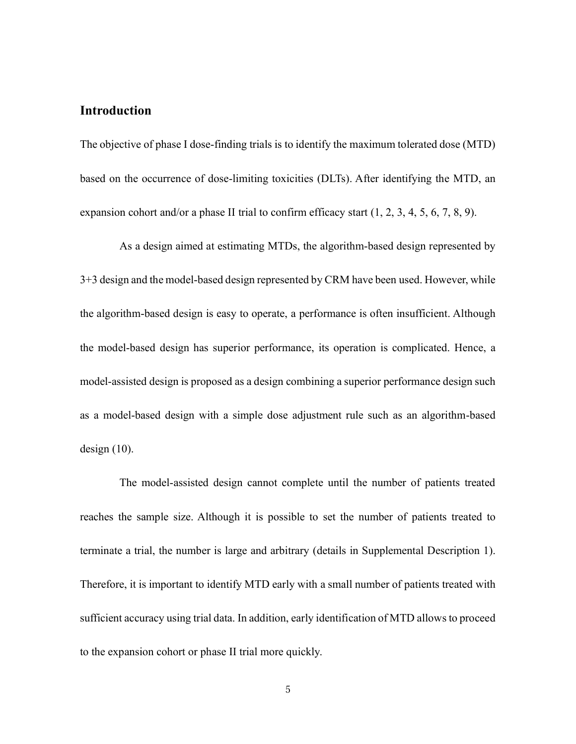## Introduction

The objective of phase I dose-finding trials is to identify the maximum tolerated dose (MTD) based on the occurrence of dose-limiting toxicities (DLTs). After identifying the MTD, an expansion cohort and/or a phase II trial to confirm efficacy start (1, 2, 3, 4, 5, 6, 7, 8, 9).

As a design aimed at estimating MTDs, the algorithm-based design represented by 3+3 design and the model-based design represented by CRM have been used. However, while the algorithm-based design is easy to operate, a performance is often insufficient. Although the model-based design has superior performance, its operation is complicated. Hence, a model-assisted design is proposed as a design combining a superior performance design such as a model-based design with a simple dose adjustment rule such as an algorithm-based design (10).

The model-assisted design cannot complete until the number of patients treated reaches the sample size. Although it is possible to set the number of patients treated to terminate a trial, the number is large and arbitrary (details in Supplemental Description 1). Therefore, it is important to identify MTD early with a small number of patients treated with sufficient accuracy using trial data. In addition, early identification of MTD allows to proceed to the expansion cohort or phase II trial more quickly.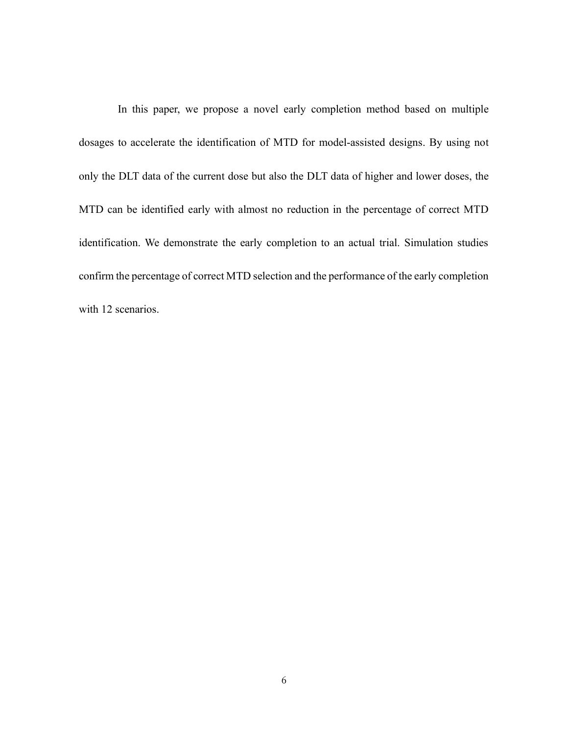In this paper, we propose a novel early completion method based on multiple dosages to accelerate the identification of MTD for model-assisted designs. By using not only the DLT data of the current dose but also the DLT data of higher and lower doses, the MTD can be identified early with almost no reduction in the percentage of correct MTD identification. We demonstrate the early completion to an actual trial. Simulation studies confirm the percentage of correct MTD selection and the performance of the early completion with 12 scenarios.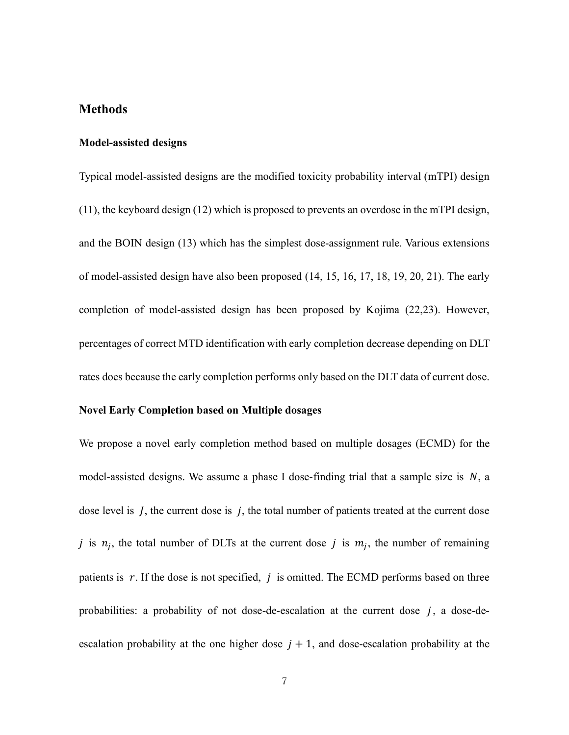# Methods

## Model-assisted designs

Typical model-assisted designs are the modified toxicity probability interval (mTPI) design (11), the keyboard design (12) which is proposed to prevents an overdose in the mTPI design, and the BOIN design (13) which has the simplest dose-assignment rule. Various extensions of model-assisted design have also been proposed (14, 15, 16, 17, 18, 19, 20, 21). The early completion of model-assisted design has been proposed by Kojima (22,23). However, percentages of correct MTD identification with early completion decrease depending on DLT rates does because the early completion performs only based on the DLT data of current dose.

## Novel Early Completion based on Multiple dosages

We propose a novel early completion method based on multiple dosages (ECMD) for the model-assisted designs. We assume a phase I dose-finding trial that a sample size is $N$, a dose level is $J$, the current dose is $j$, the total number of patients treated at the current dose $j$ is $n_j$, the total number of DLTs at the current dose $j$ is $m_j$, the number of remaining patients is $r$. If the dose is not specified, $j$ is omitted. The ECMD performs based on three probabilities: a probability of not dose-de-escalation at the current dose $j$, a dose-de-escalation probability at the one higher dose $j + 1$, and dose-escalation probability at the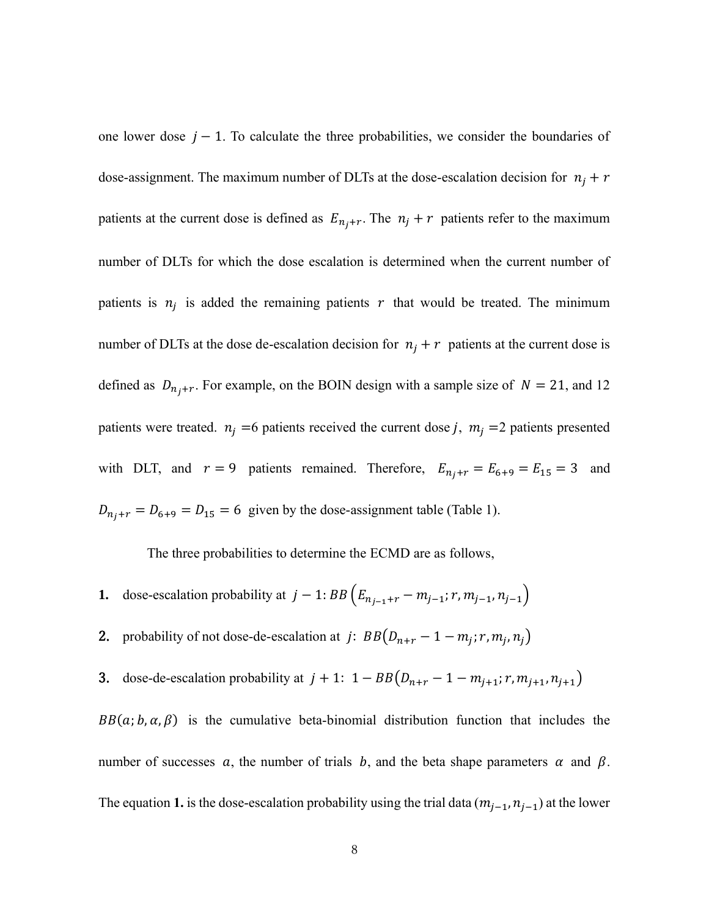one lower dose $j-1$. To calculate the three probabilities, we consider the boundaries of dose-assignment. The maximum number of DLTs at the dose-escalation decision for $n_j + r$ patients at the current dose is defined as $E_{n_j+r}$. The $n_j + r$ patients refer to the maximum number of DLTs for which the dose escalation is determined when the current number of patients is $n_j$ is added the remaining patients $r$ that would be treated. The minimum number of DLTs at the dose de-escalation decision for $n_j + r$ patients at the current dose is defined as $D_{n_j+r}$. For example, on the BOIN design with a sample size of $N = 21$, and 12 patients were treated. $n_j$ =6 patients received the current dose $j$, $m_j$ =2 patients presented with DLT, and $r = 9$ patients remained. Therefore, $E_{n_j+r} = E_{6+9} = E_{15} = 3$ and $D_{n_j+r} = D_{6+9} = D_{15} = 6$ given by the dose-assignment table (Table 1).

The three probabilities to determine the ECMD are as follows,

1. dose-escalation probability at $j-1$: $BB\left(E_{n_{j-1}+r} - m_{j-1}; r, m_{j-1}, n_{j-1}\right)$
2. probability of not dose-de-escalation at $j$: $BB\left(D_{n+r} - 1 - m_j; r, m_j, n_j\right)$
3. dose-de-escalation probability at $j+1$: $1 - BB\left(D_{n+r} - 1 - m_{j+1}; r, m_{j+1}, n_{j+1}\right)$

$BB(a; b, \alpha, \beta)$ is the cumulative beta-binomial distribution function that includes the number of successes $a$, the number of trials $b$, and the beta shape parameters $\alpha$ and $\beta$. The equation **1.** is the dose-escalation probability using the trial data $(m_{j-1}, n_{j-1})$ at the lower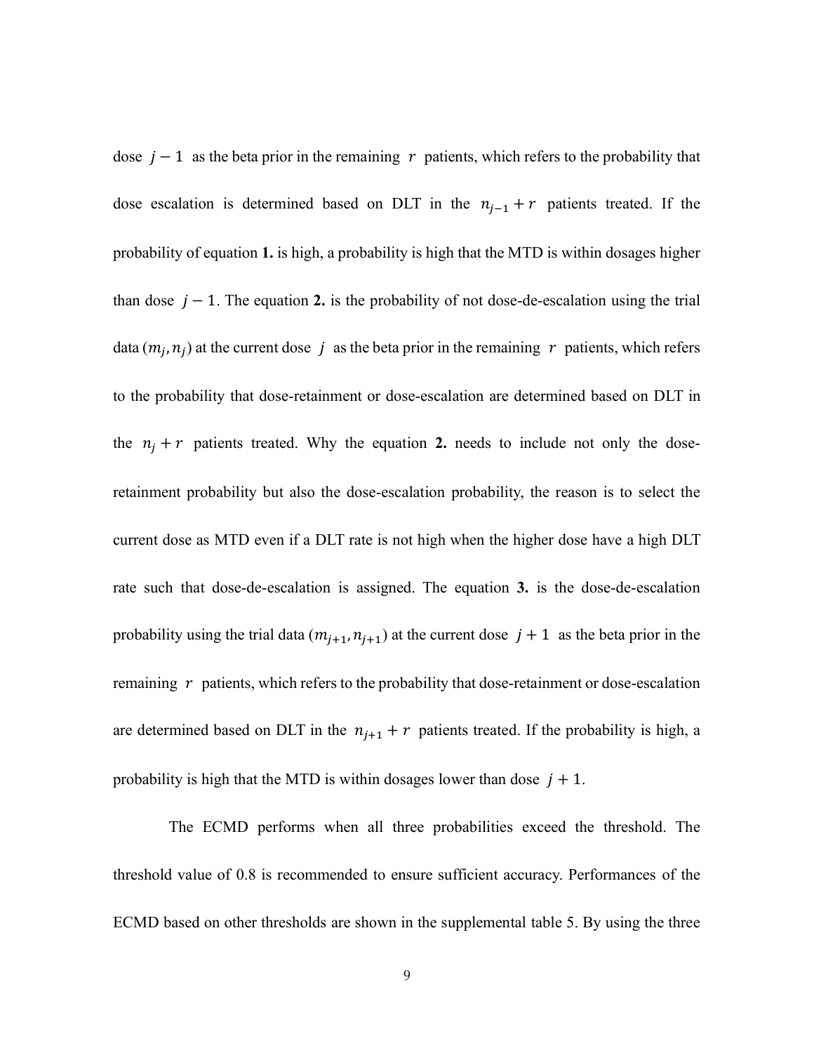dose $j-1$ as the beta prior in the remaining $r$ patients, which refers to the probability that dose escalation is determined based on DLT in the $n_{j-1}+r$ patients treated. If the probability of equation **1.** is high, a probability is high that the MTD is within dosages higher than dose $j-1$. The equation **2.** is the probability of not dose-de-escalation using the trial data $(m_j, n_j)$ at the current dose $j$ as the beta prior in the remaining $r$ patients, which refers to the probability that dose-retainment or dose-escalation are determined based on DLT in the $n_j+r$ patients treated. Why the equation **2.** needs to include not only the dose-retainment probability but also the dose-escalation probability, the reason is to select the current dose as MTD even if a DLT rate is not high when the higher dose have a high DLT rate such that dose-de-escalation is assigned. The equation **3.** is the dose-de-escalation probability using the trial data $(m_{j+1}, n_{j+1})$ at the current dose $j+1$ as the beta prior in the remaining $r$ patients, which refers to the probability that dose-retainment or dose-escalation are determined based on DLT in the $n_{j+1}+r$ patients treated. If the probability is high, a probability is high that the MTD is within dosages lower than dose $j+1$.

The ECMD performs when all three probabilities exceed the threshold. The threshold value of 0.8 is recommended to ensure sufficient accuracy. Performances of the ECMD based on other thresholds are shown in the supplemental table 5. By using the three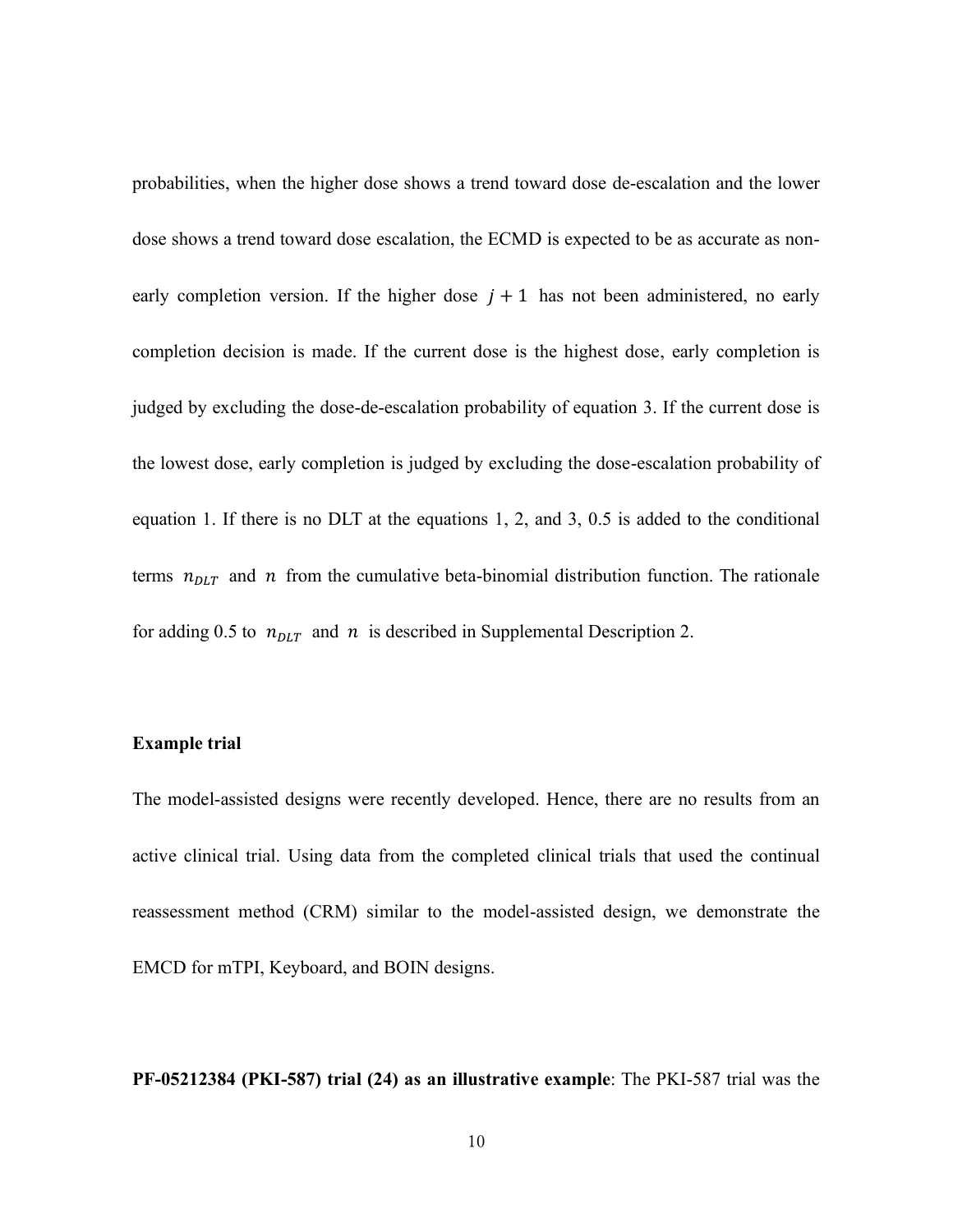probabilities, when the higher dose shows a trend toward dose de-escalation and the lower dose shows a trend toward dose escalation, the ECMD is expected to be as accurate as non-early completion version. If the higher dose $j+1$ has not been administered, no early completion decision is made. If the current dose is the highest dose, early completion is judged by excluding the dose-de-escalation probability of equation 3. If the current dose is the lowest dose, early completion is judged by excluding the dose-escalation probability of equation 1. If there is no DLT at the equations 1, 2, and 3, 0.5 is added to the conditional terms $n_{DLT}$ and $n$ from the cumulative beta-binomial distribution function. The rationale for adding 0.5 to $n_{DLT}$ and $n$ is described in Supplemental Description 2.

**Example trial**

The model-assisted designs were recently developed. Hence, there are no results from an active clinical trial. Using data from the completed clinical trials that used the continual reassessment method (CRM) similar to the model-assisted design, we demonstrate the EMCD for mTPI, Keyboard, and BOIN designs.

**PF-05212384 (PKI-587) trial (24) as an illustrative example**: The PKI-587 trial was the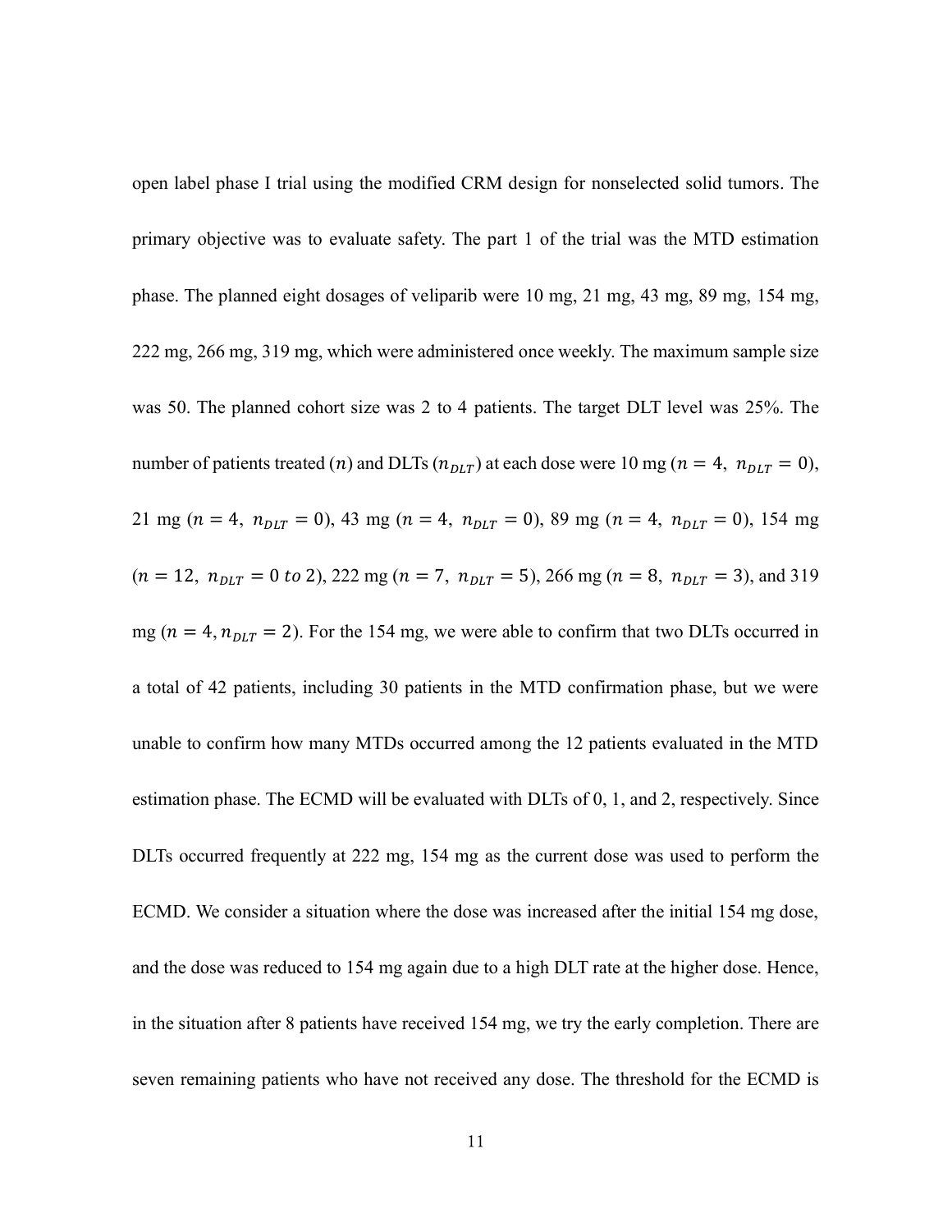open label phase I trial using the modified CRM design for nonselected solid tumors. The primary objective was to evaluate safety. The part 1 of the trial was the MTD estimation phase. The planned eight dosages of veliparib were 10 mg, 21 mg, 43 mg, 89 mg, 154 mg, 222 mg, 266 mg, 319 mg, which were administered once weekly. The maximum sample size was 50. The planned cohort size was 2 to 4 patients. The target DLT level was 25%. The number of patients treated ($n$) and DLTs ($n_{DLT}$) at each dose were 10 mg ($n = 4,\ n_{DLT} = 0$), 21 mg ($n = 4,\ n_{DLT} = 0$), 43 mg ($n = 4,\ n_{DLT} = 0$), 89 mg ($n = 4,\ n_{DLT} = 0$), 154 mg ($n = 12,\ n_{DLT} = 0\ to\ 2$), 222 mg ($n = 7,\ n_{DLT} = 5$), 266 mg ($n = 8,\ n_{DLT} = 3$), and 319 mg ($n = 4, n_{DLT} = 2$). For the 154 mg, we were able to confirm that two DLTs occurred in a total of 42 patients, including 30 patients in the MTD confirmation phase, but we were unable to confirm how many MTDs occurred among the 12 patients evaluated in the MTD estimation phase. The ECMD will be evaluated with DLTs of 0, 1, and 2, respectively. Since DLTs occurred frequently at 222 mg, 154 mg as the current dose was used to perform the ECMD. We consider a situation where the dose was increased after the initial 154 mg dose, and the dose was reduced to 154 mg again due to a high DLT rate at the higher dose. Hence, in the situation after 8 patients have received 154 mg, we try the early completion. There are seven remaining patients who have not received any dose. The threshold for the ECMD is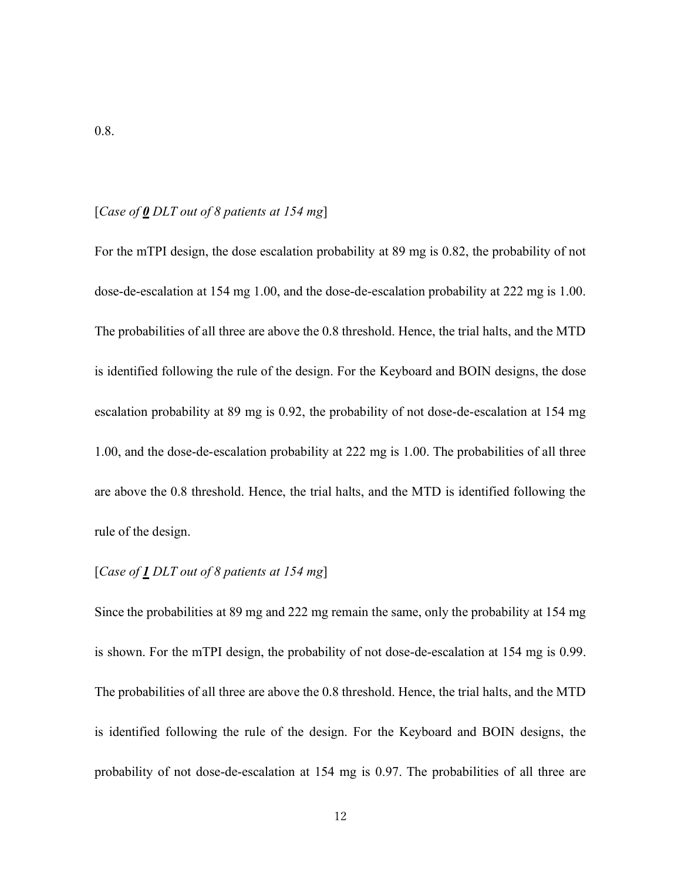0.8.

[*Case of **0** DLT out of 8 patients at 154 mg*]

For the mTPI design, the dose escalation probability at 89 mg is 0.82, the probability of not dose-de-escalation at 154 mg 1.00, and the dose-de-escalation probability at 222 mg is 1.00. The probabilities of all three are above the 0.8 threshold. Hence, the trial halts, and the MTD is identified following the rule of the design. For the Keyboard and BOIN designs, the dose escalation probability at 89 mg is 0.92, the probability of not dose-de-escalation at 154 mg 1.00, and the dose-de-escalation probability at 222 mg is 1.00. The probabilities of all three are above the 0.8 threshold. Hence, the trial halts, and the MTD is identified following the rule of the design.

[*Case of **1** DLT out of 8 patients at 154 mg*]

Since the probabilities at 89 mg and 222 mg remain the same, only the probability at 154 mg is shown. For the mTPI design, the probability of not dose-de-escalation at 154 mg is 0.99. The probabilities of all three are above the 0.8 threshold. Hence, the trial halts, and the MTD is identified following the rule of the design. For the Keyboard and BOIN designs, the probability of not dose-de-escalation at 154 mg is 0.97. The probabilities of all three are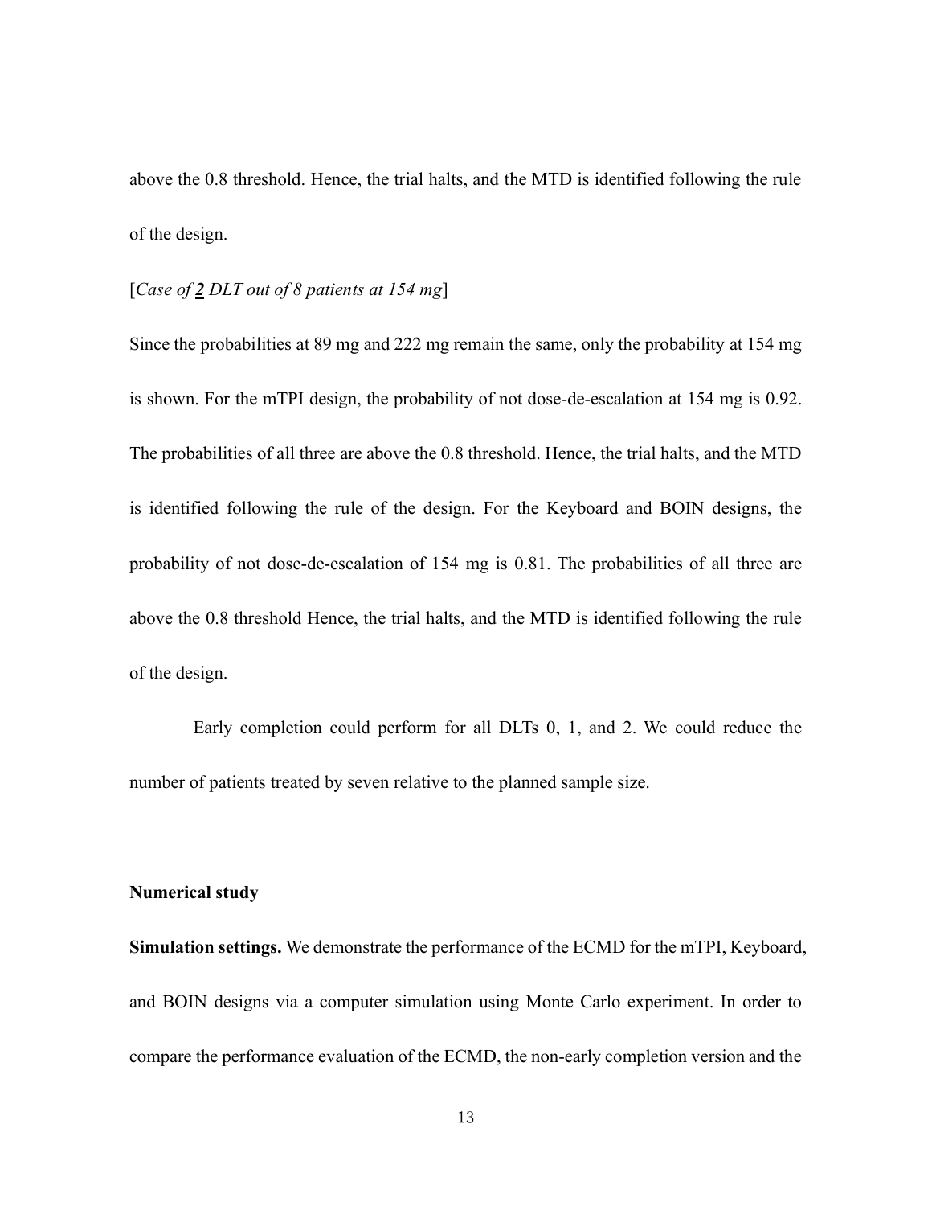above the 0.8 threshold. Hence, the trial halts, and the MTD is identified following the rule of the design.

[*Case of **2** DLT out of 8 patients at 154 mg*]

Since the probabilities at 89 mg and 222 mg remain the same, only the probability at 154 mg is shown. For the mTPI design, the probability of not dose-de-escalation at 154 mg is 0.92. The probabilities of all three are above the 0.8 threshold. Hence, the trial halts, and the MTD is identified following the rule of the design. For the Keyboard and BOIN designs, the probability of not dose-de-escalation of 154 mg is 0.81. The probabilities of all three are above the 0.8 threshold Hence, the trial halts, and the MTD is identified following the rule of the design.

Early completion could perform for all DLTs 0, 1, and 2. We could reduce the number of patients treated by seven relative to the planned sample size.

**Numerical study**

**Simulation settings.** We demonstrate the performance of the ECMD for the mTPI, Keyboard, and BOIN designs via a computer simulation using Monte Carlo experiment. In order to compare the performance evaluation of the ECMD, the non-early completion version and the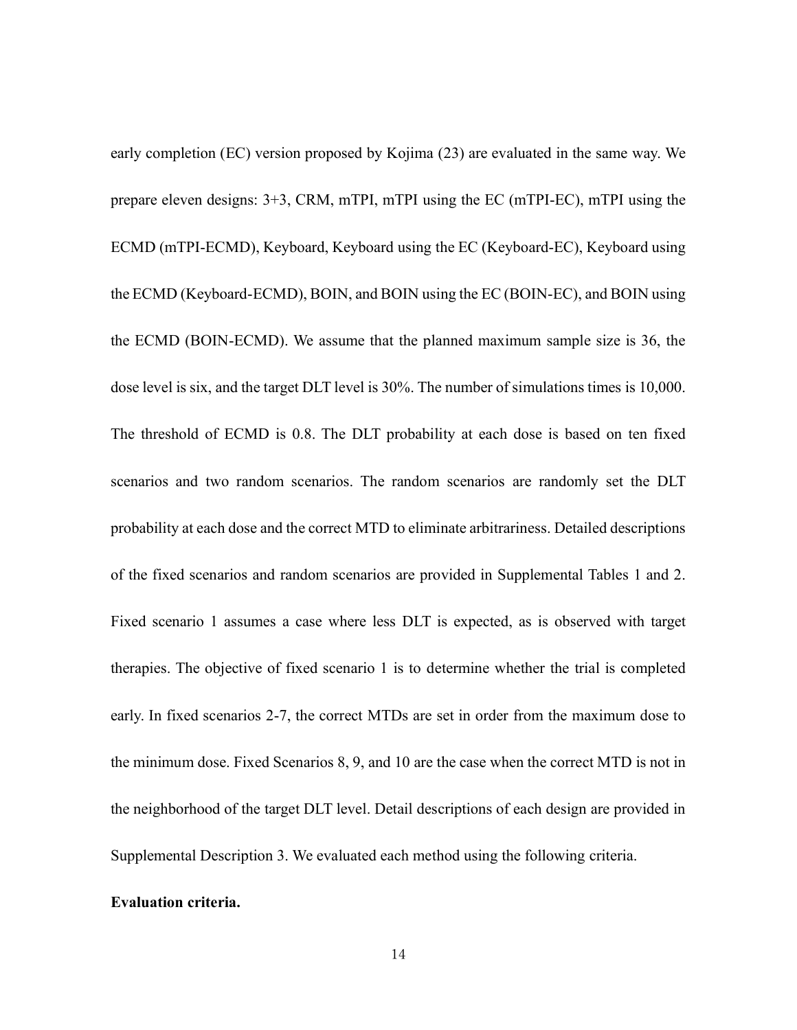early completion (EC) version proposed by Kojima (23) are evaluated in the same way. We prepare eleven designs: 3+3, CRM, mTPI, mTPI using the EC (mTPI-EC), mTPI using the ECMD (mTPI-ECMD), Keyboard, Keyboard using the EC (Keyboard-EC), Keyboard using the ECMD (Keyboard-ECMD), BOIN, and BOIN using the EC (BOIN-EC), and BOIN using the ECMD (BOIN-ECMD). We assume that the planned maximum sample size is 36, the dose level is six, and the target DLT level is 30%. The number of simulations times is 10,000. The threshold of ECMD is 0.8. The DLT probability at each dose is based on ten fixed scenarios and two random scenarios. The random scenarios are randomly set the DLT probability at each dose and the correct MTD to eliminate arbitrariness. Detailed descriptions of the fixed scenarios and random scenarios are provided in Supplemental Tables 1 and 2. Fixed scenario 1 assumes a case where less DLT is expected, as is observed with target therapies. The objective of fixed scenario 1 is to determine whether the trial is completed early. In fixed scenarios 2-7, the correct MTDs are set in order from the maximum dose to the minimum dose. Fixed Scenarios 8, 9, and 10 are the case when the correct MTD is not in the neighborhood of the target DLT level. Detail descriptions of each design are provided in Supplemental Description 3. We evaluated each method using the following criteria.

**Evaluation criteria.**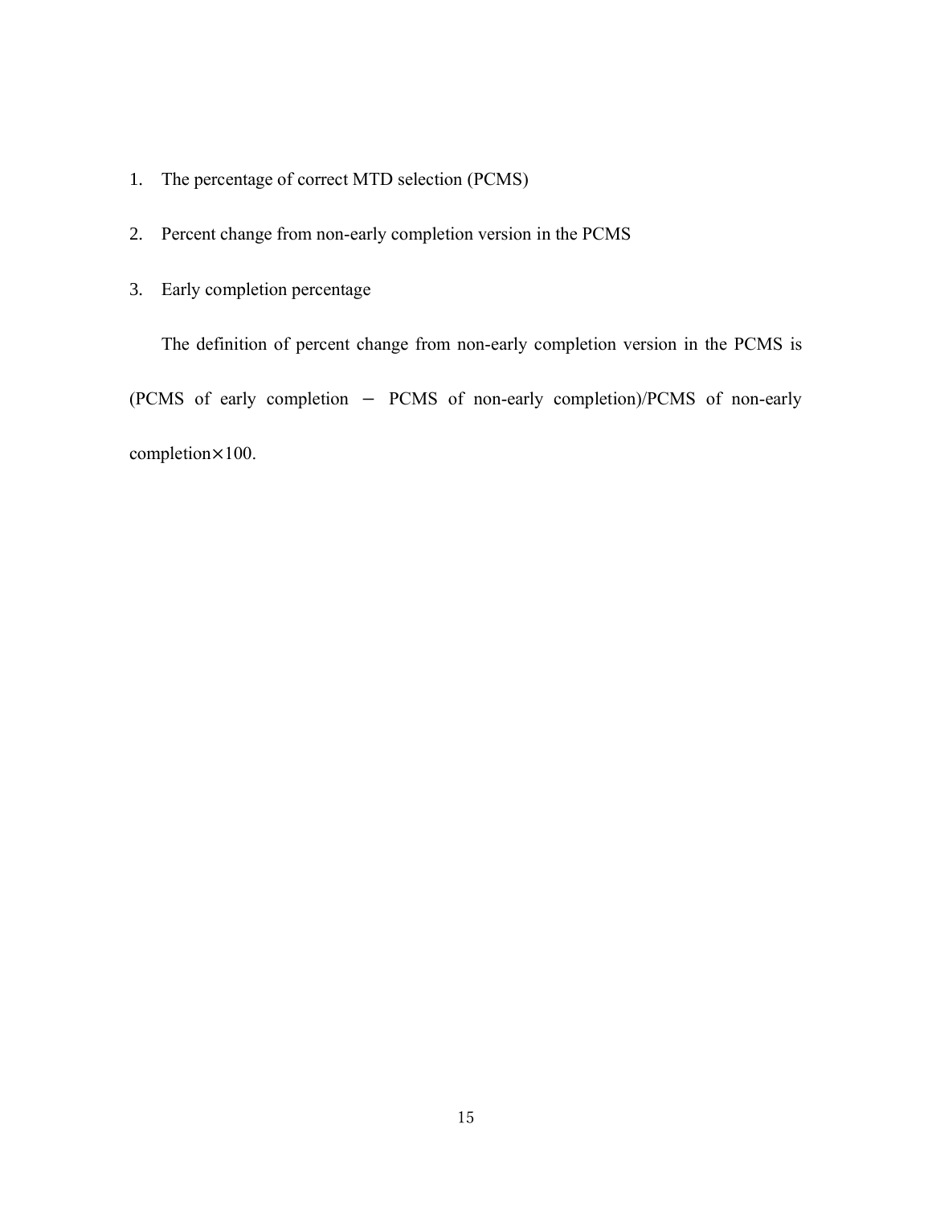1. The percentage of correct MTD selection (PCMS)
2. Percent change from non-early completion version in the PCMS
3. Early completion percentage

The definition of percent change from non-early completion version in the PCMS is (PCMS of early completion − PCMS of non-early completion)/PCMS of non-early completion×100.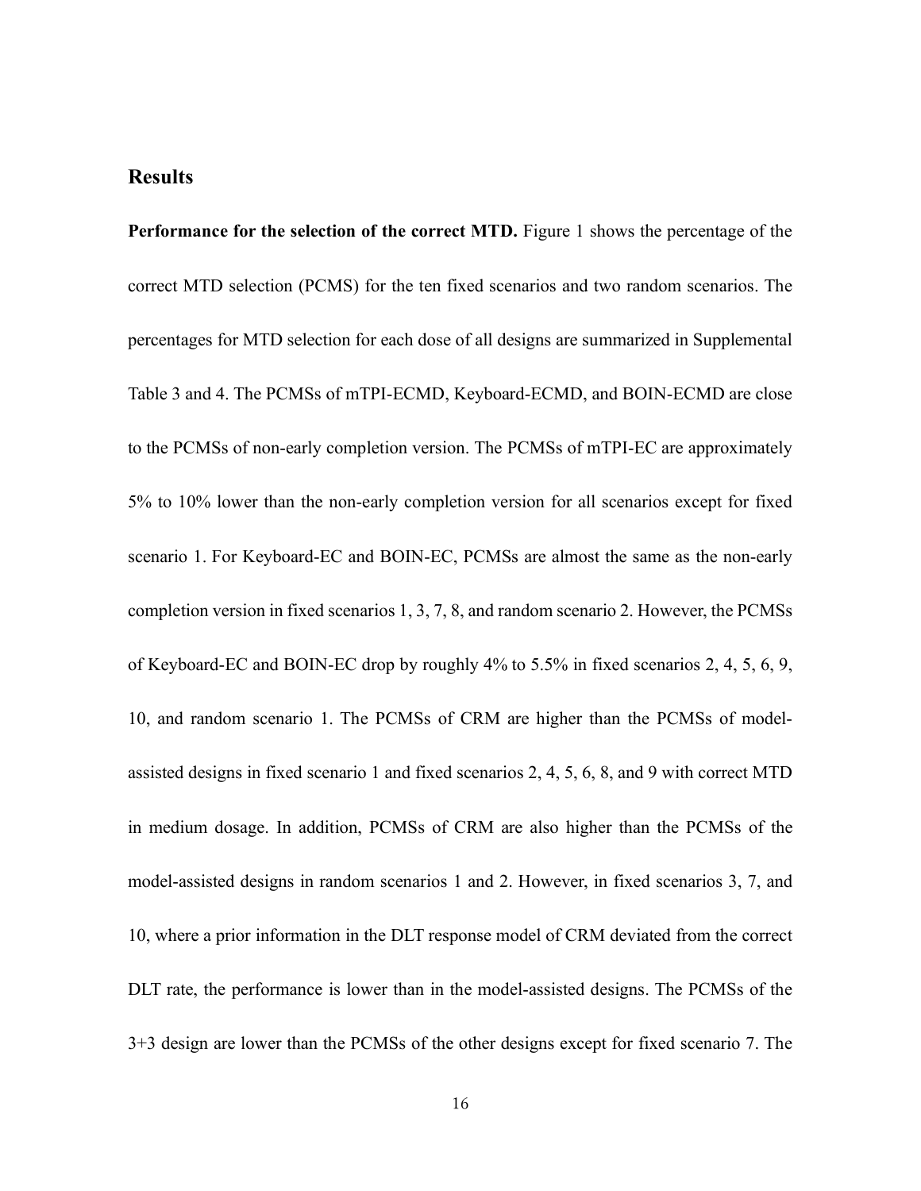## Results

**Performance for the selection of the correct MTD.** Figure 1 shows the percentage of the correct MTD selection (PCMS) for the ten fixed scenarios and two random scenarios. The percentages for MTD selection for each dose of all designs are summarized in Supplemental Table 3 and 4. The PCMSs of mTPI-ECMD, Keyboard-ECMD, and BOIN-ECMD are close to the PCMSs of non-early completion version. The PCMSs of mTPI-EC are approximately 5% to 10% lower than the non-early completion version for all scenarios except for fixed scenario 1. For Keyboard-EC and BOIN-EC, PCMSs are almost the same as the non-early completion version in fixed scenarios 1, 3, 7, 8, and random scenario 2. However, the PCMSs of Keyboard-EC and BOIN-EC drop by roughly 4% to 5.5% in fixed scenarios 2, 4, 5, 6, 9, 10, and random scenario 1. The PCMSs of CRM are higher than the PCMSs of model-assisted designs in fixed scenario 1 and fixed scenarios 2, 4, 5, 6, 8, and 9 with correct MTD in medium dosage. In addition, PCMSs of CRM are also higher than the PCMSs of the model-assisted designs in random scenarios 1 and 2. However, in fixed scenarios 3, 7, and 10, where a prior information in the DLT response model of CRM deviated from the correct DLT rate, the performance is lower than in the model-assisted designs. The PCMSs of the 3+3 design are lower than the PCMSs of the other designs except for fixed scenario 7. The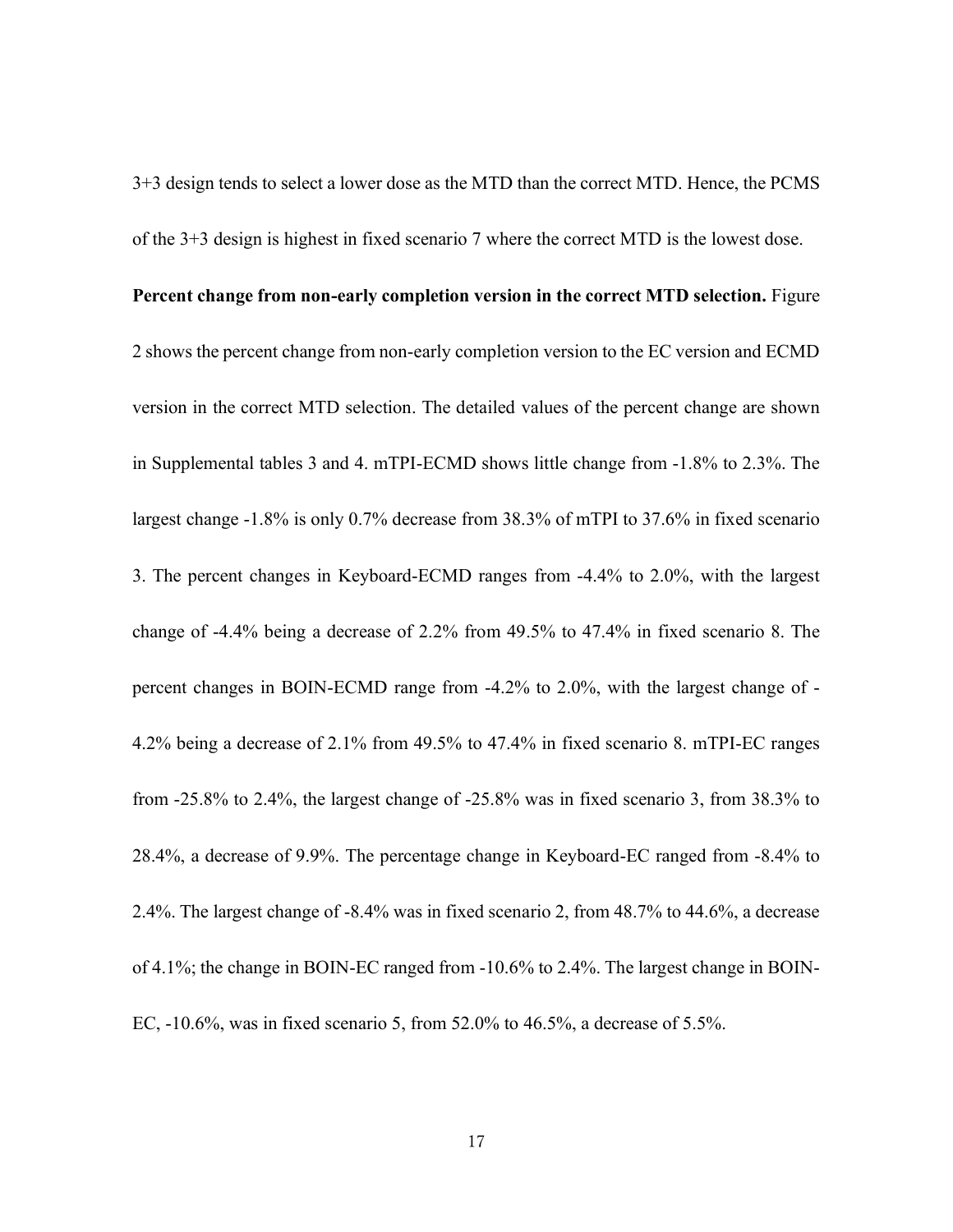3+3 design tends to select a lower dose as the MTD than the correct MTD. Hence, the PCMS of the 3+3 design is highest in fixed scenario 7 where the correct MTD is the lowest dose.

**Percent change from non-early completion version in the correct MTD selection.** Figure 2 shows the percent change from non-early completion version to the EC version and ECMD version in the correct MTD selection. The detailed values of the percent change are shown in Supplemental tables 3 and 4. mTPI-ECMD shows little change from -1.8% to 2.3%. The largest change -1.8% is only 0.7% decrease from 38.3% of mTPI to 37.6% in fixed scenario 3. The percent changes in Keyboard-ECMD ranges from -4.4% to 2.0%, with the largest change of -4.4% being a decrease of 2.2% from 49.5% to 47.4% in fixed scenario 8. The percent changes in BOIN-ECMD range from -4.2% to 2.0%, with the largest change of -4.2% being a decrease of 2.1% from 49.5% to 47.4% in fixed scenario 8. mTPI-EC ranges from -25.8% to 2.4%, the largest change of -25.8% was in fixed scenario 3, from 38.3% to 28.4%, a decrease of 9.9%. The percentage change in Keyboard-EC ranged from -8.4% to 2.4%. The largest change of -8.4% was in fixed scenario 2, from 48.7% to 44.6%, a decrease of 4.1%; the change in BOIN-EC ranged from -10.6% to 2.4%. The largest change in BOIN-EC, -10.6%, was in fixed scenario 5, from 52.0% to 46.5%, a decrease of 5.5%.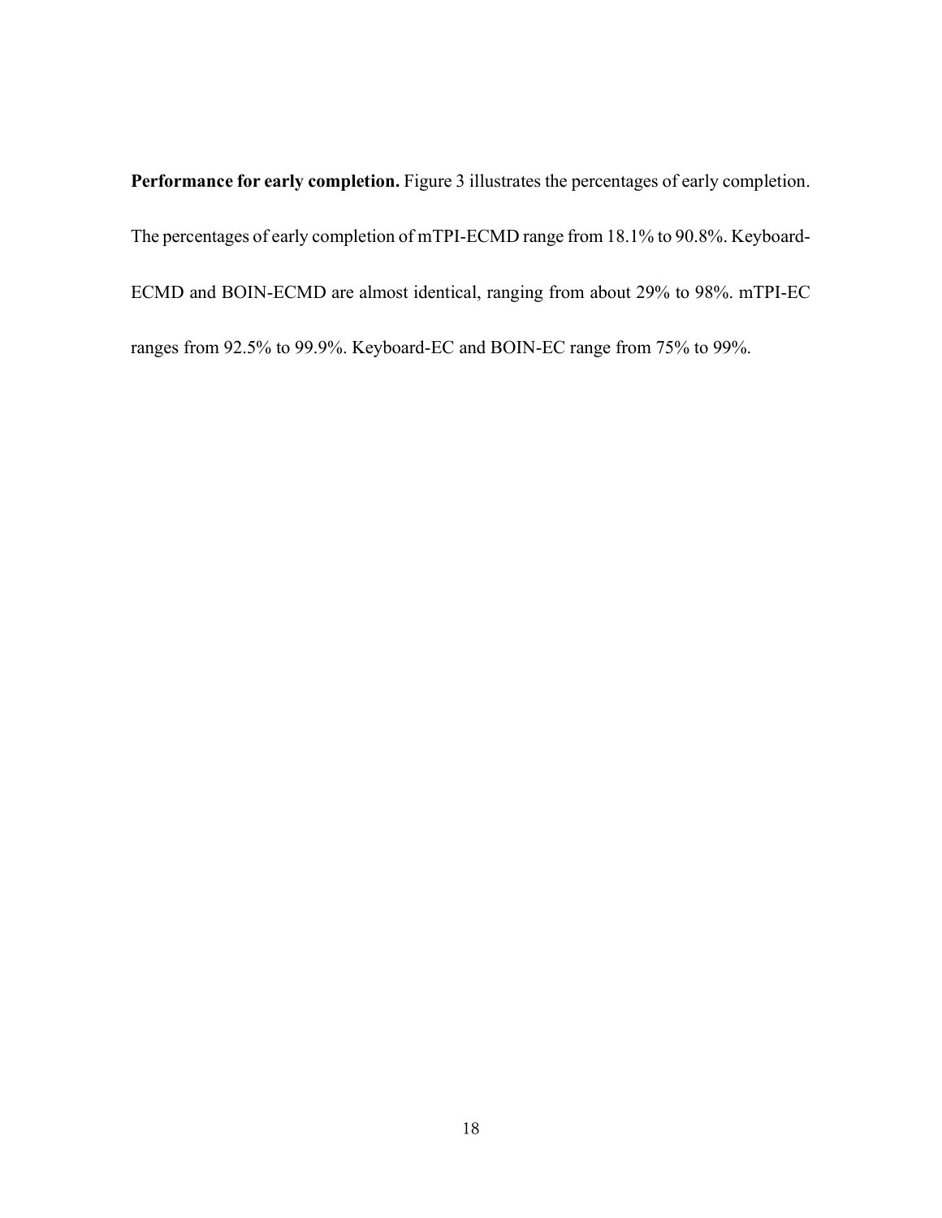**Performance for early completion.** Figure 3 illustrates the percentages of early completion. The percentages of early completion of mTPI-ECMD range from 18.1% to 90.8%. Keyboard-ECMD and BOIN-ECMD are almost identical, ranging from about 29% to 98%. mTPI-EC ranges from 92.5% to 99.9%. Keyboard-EC and BOIN-EC range from 75% to 99%.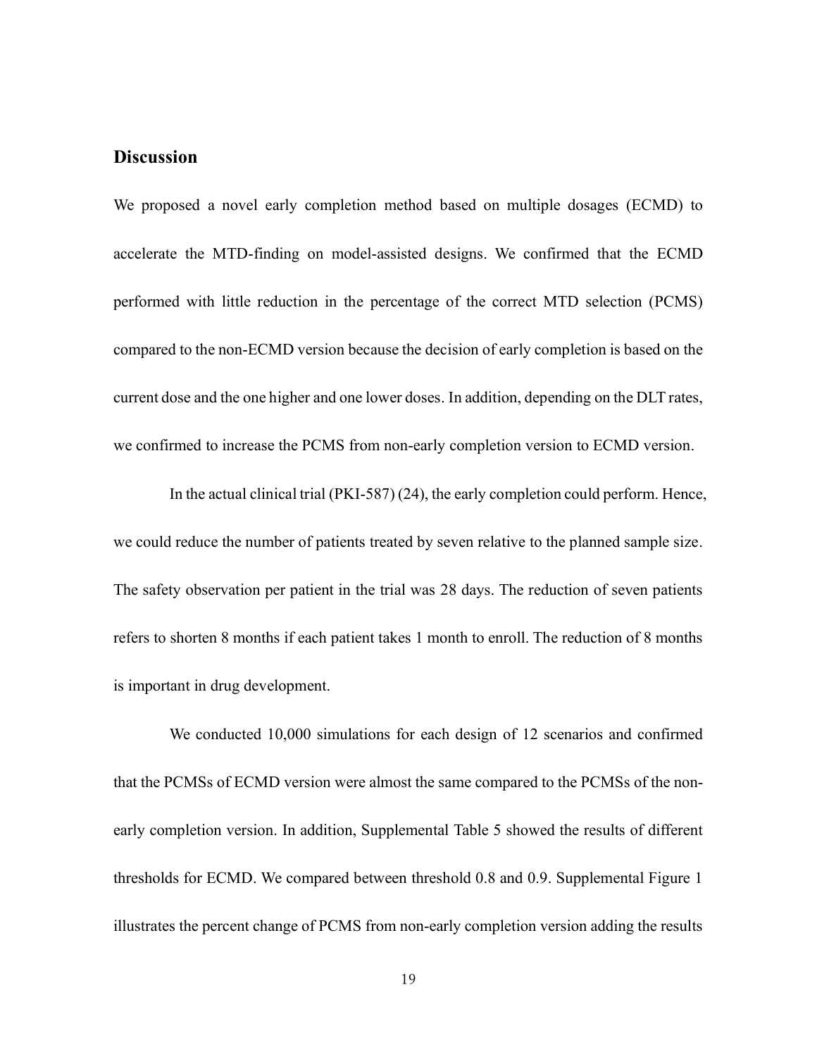## Discussion

We proposed a novel early completion method based on multiple dosages (ECMD) to accelerate the MTD-finding on model-assisted designs. We confirmed that the ECMD performed with little reduction in the percentage of the correct MTD selection (PCMS) compared to the non-ECMD version because the decision of early completion is based on the current dose and the one higher and one lower doses. In addition, depending on the DLT rates, we confirmed to increase the PCMS from non-early completion version to ECMD version.

In the actual clinical trial (PKI-587) (24), the early completion could perform. Hence, we could reduce the number of patients treated by seven relative to the planned sample size. The safety observation per patient in the trial was 28 days. The reduction of seven patients refers to shorten 8 months if each patient takes 1 month to enroll. The reduction of 8 months is important in drug development.

We conducted 10,000 simulations for each design of 12 scenarios and confirmed that the PCMSs of ECMD version were almost the same compared to the PCMSs of the non-early completion version. In addition, Supplemental Table 5 showed the results of different thresholds for ECMD. We compared between threshold 0.8 and 0.9. Supplemental Figure 1 illustrates the percent change of PCMS from non-early completion version adding the results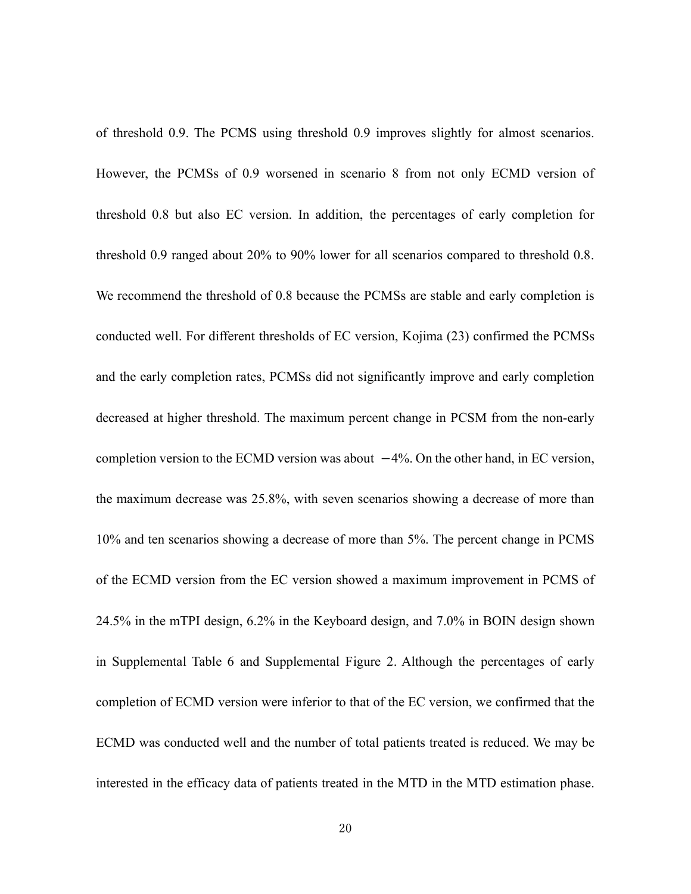of threshold 0.9. The PCMS using threshold 0.9 improves slightly for almost scenarios. However, the PCMSs of 0.9 worsened in scenario 8 from not only ECMD version of threshold 0.8 but also EC version. In addition, the percentages of early completion for threshold 0.9 ranged about 20% to 90% lower for all scenarios compared to threshold 0.8. We recommend the threshold of 0.8 because the PCMSs are stable and early completion is conducted well. For different thresholds of EC version, Kojima (23) confirmed the PCMSs and the early completion rates, PCMSs did not significantly improve and early completion decreased at higher threshold. The maximum percent change in PCSM from the non-early completion version to the ECMD version was about $-4\%$. On the other hand, in EC version, the maximum decrease was 25.8%, with seven scenarios showing a decrease of more than 10% and ten scenarios showing a decrease of more than 5%. The percent change in PCMS of the ECMD version from the EC version showed a maximum improvement in PCMS of 24.5% in the mTPI design, 6.2% in the Keyboard design, and 7.0% in BOIN design shown in Supplemental Table 6 and Supplemental Figure 2. Although the percentages of early completion of ECMD version were inferior to that of the EC version, we confirmed that the ECMD was conducted well and the number of total patients treated is reduced. We may be interested in the efficacy data of patients treated in the MTD in the MTD estimation phase.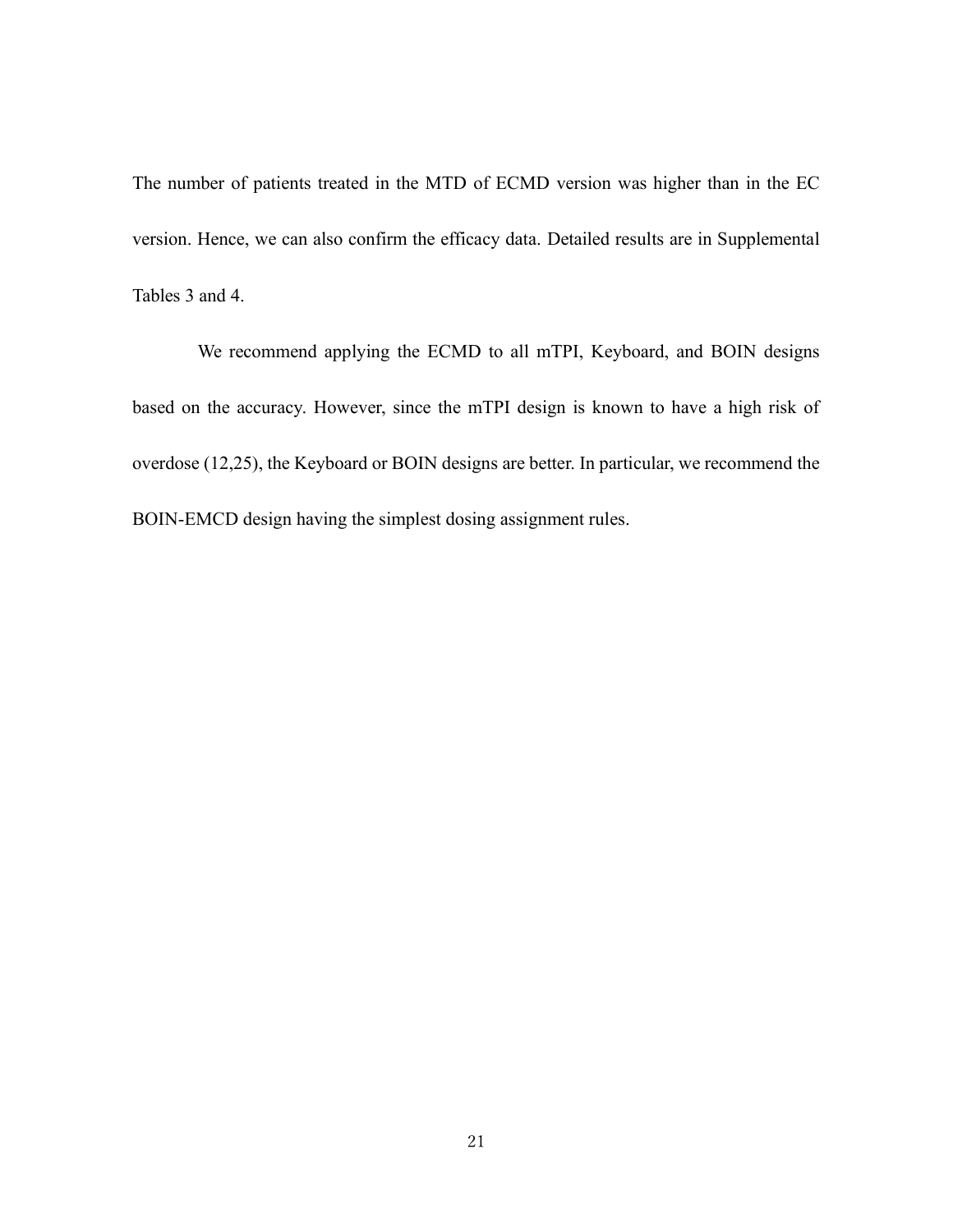The number of patients treated in the MTD of ECMD version was higher than in the EC version. Hence, we can also confirm the efficacy data. Detailed results are in Supplemental Tables 3 and 4.

We recommend applying the ECMD to all mTPI, Keyboard, and BOIN designs based on the accuracy. However, since the mTPI design is known to have a high risk of overdose (12,25), the Keyboard or BOIN designs are better. In particular, we recommend the BOIN-EMCD design having the simplest dosing assignment rules.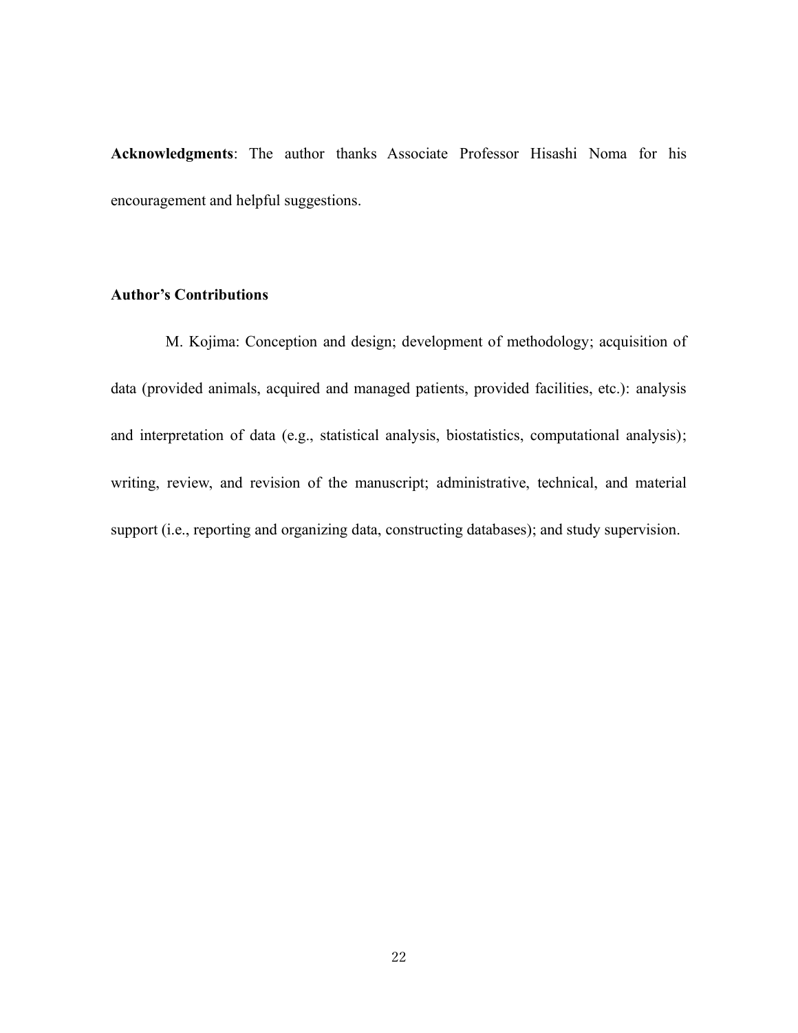**Acknowledgments**: The author thanks Associate Professor Hisashi Noma for his encouragement and helpful suggestions.

**Author's Contributions**

M. Kojima: Conception and design; development of methodology; acquisition of data (provided animals, acquired and managed patients, provided facilities, etc.): analysis and interpretation of data (e.g., statistical analysis, biostatistics, computational analysis); writing, review, and revision of the manuscript; administrative, technical, and material support (i.e., reporting and organizing data, constructing databases); and study supervision.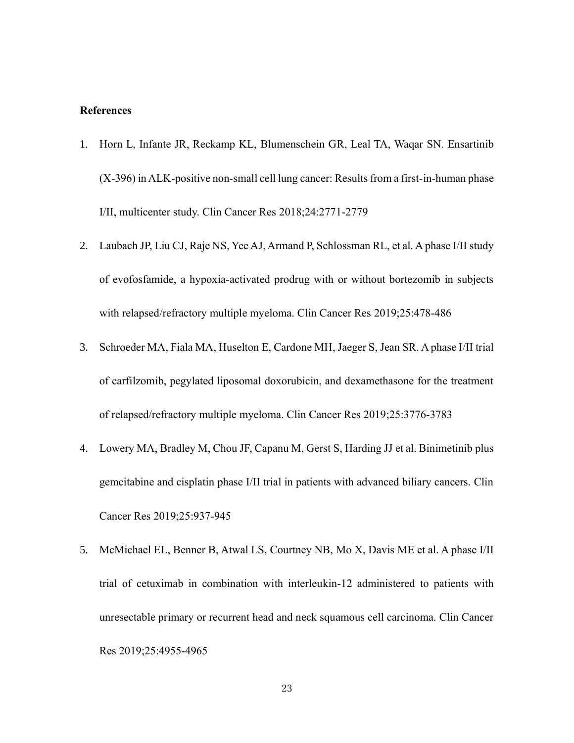**References**

1. Horn L, Infante JR, Reckamp KL, Blumenschein GR, Leal TA, Waqar SN. Ensartinib (X-396) in ALK-positive non-small cell lung cancer: Results from a first-in-human phase I/II, multicenter study. Clin Cancer Res 2018;24:2771-2779
2. Laubach JP, Liu CJ, Raje NS, Yee AJ, Armand P, Schlossman RL, et al. A phase I/II study of evofosfamide, a hypoxia-activated prodrug with or without bortezomib in subjects with relapsed/refractory multiple myeloma. Clin Cancer Res 2019;25:478-486
3. Schroeder MA, Fiala MA, Huselton E, Cardone MH, Jaeger S, Jean SR. A phase I/II trial of carfilzomib, pegylated liposomal doxorubicin, and dexamethasone for the treatment of relapsed/refractory multiple myeloma. Clin Cancer Res 2019;25:3776-3783
4. Lowery MA, Bradley M, Chou JF, Capanu M, Gerst S, Harding JJ et al. Binimetinib plus gemcitabine and cisplatin phase I/II trial in patients with advanced biliary cancers. Clin Cancer Res 2019;25:937-945
5. McMichael EL, Benner B, Atwal LS, Courtney NB, Mo X, Davis ME et al. A phase I/II trial of cetuximab in combination with interleukin-12 administered to patients with unresectable primary or recurrent head and neck squamous cell carcinoma. Clin Cancer Res 2019;25:4955-4965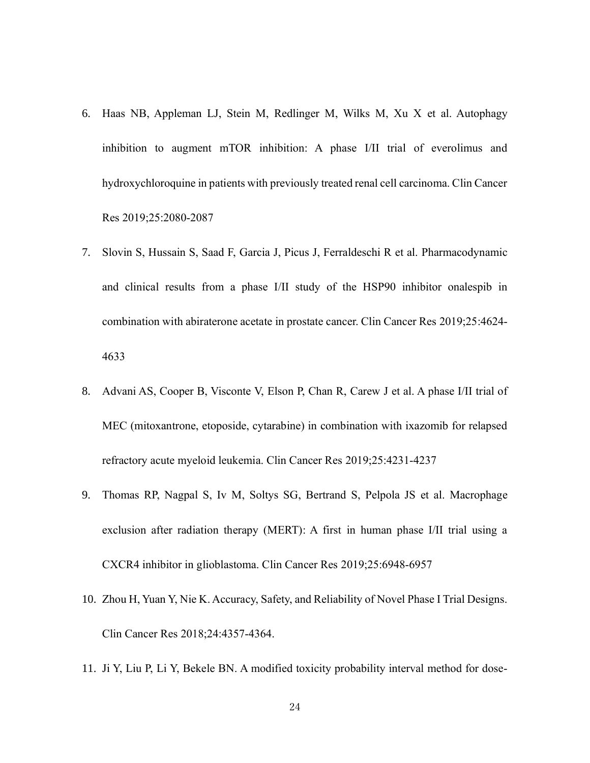6. Haas NB, Appleman LJ, Stein M, Redlinger M, Wilks M, Xu X et al. Autophagy inhibition to augment mTOR inhibition: A phase I/II trial of everolimus and hydroxychloroquine in patients with previously treated renal cell carcinoma. Clin Cancer Res 2019;25:2080-2087
7. Slovin S, Hussain S, Saad F, Garcia J, Picus J, Ferraldeschi R et al. Pharmacodynamic and clinical results from a phase I/II study of the HSP90 inhibitor onalespib in combination with abiraterone acetate in prostate cancer. Clin Cancer Res 2019;25:4624-4633
8. Advani AS, Cooper B, Visconte V, Elson P, Chan R, Carew J et al. A phase I/II trial of MEC (mitoxantrone, etoposide, cytarabine) in combination with ixazomib for relapsed refractory acute myeloid leukemia. Clin Cancer Res 2019;25:4231-4237
9. Thomas RP, Nagpal S, Iv M, Soltys SG, Bertrand S, Pelpola JS et al. Macrophage exclusion after radiation therapy (MERT): A first in human phase I/II trial using a CXCR4 inhibitor in glioblastoma. Clin Cancer Res 2019;25:6948-6957
10. Zhou H, Yuan Y, Nie K. Accuracy, Safety, and Reliability of Novel Phase I Trial Designs. Clin Cancer Res 2018;24:4357-4364.
11. Ji Y, Liu P, Li Y, Bekele BN. A modified toxicity probability interval method for dose-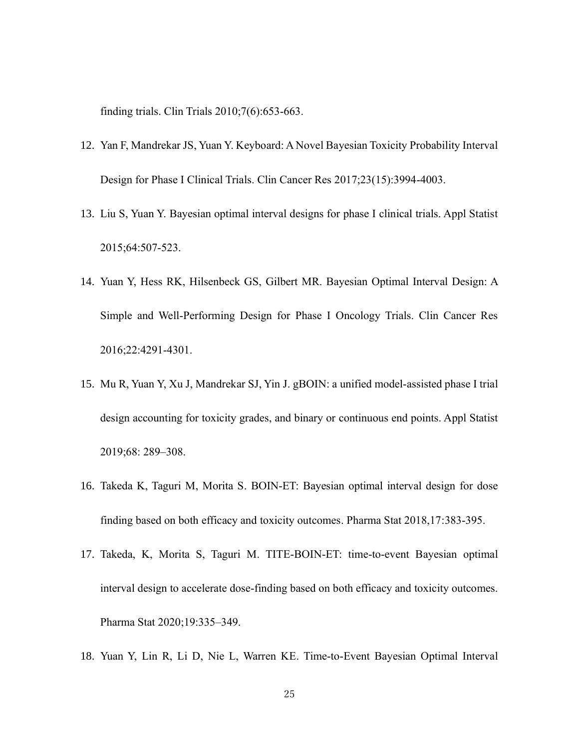finding trials. Clin Trials 2010;7(6):653-663.

12. Yan F, Mandrekar JS, Yuan Y. Keyboard: A Novel Bayesian Toxicity Probability Interval Design for Phase I Clinical Trials. Clin Cancer Res 2017;23(15):3994-4003.
13. Liu S, Yuan Y. Bayesian optimal interval designs for phase I clinical trials. Appl Statist 2015;64:507-523.
14. Yuan Y, Hess RK, Hilsenbeck GS, Gilbert MR. Bayesian Optimal Interval Design: A Simple and Well-Performing Design for Phase I Oncology Trials. Clin Cancer Res 2016;22:4291-4301.
15. Mu R, Yuan Y, Xu J, Mandrekar SJ, Yin J. gBOIN: a unified model-assisted phase I trial design accounting for toxicity grades, and binary or continuous end points. Appl Statist 2019;68: 289–308.
16. Takeda K, Taguri M, Morita S. BOIN-ET: Bayesian optimal interval design for dose finding based on both efficacy and toxicity outcomes. Pharma Stat 2018,17:383-395.
17. Takeda, K, Morita S, Taguri M. TITE-BOIN-ET: time-to-event Bayesian optimal interval design to accelerate dose-finding based on both efficacy and toxicity outcomes. Pharma Stat 2020;19:335–349.
18. Yuan Y, Lin R, Li D, Nie L, Warren KE. Time-to-Event Bayesian Optimal Interval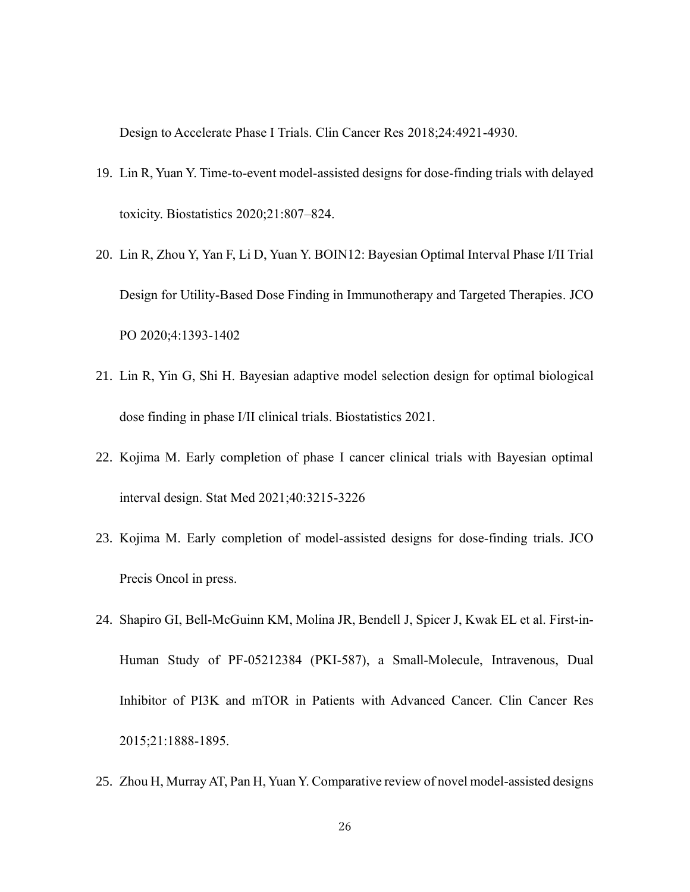Design to Accelerate Phase I Trials. Clin Cancer Res 2018;24:4921-4930.

19. Lin R, Yuan Y. Time-to-event model-assisted designs for dose-finding trials with delayed toxicity. Biostatistics 2020;21:807–824.
20. Lin R, Zhou Y, Yan F, Li D, Yuan Y. BOIN12: Bayesian Optimal Interval Phase I/II Trial Design for Utility-Based Dose Finding in Immunotherapy and Targeted Therapies. JCO PO 2020;4:1393-1402
21. Lin R, Yin G, Shi H. Bayesian adaptive model selection design for optimal biological dose finding in phase I/II clinical trials. Biostatistics 2021.
22. Kojima M. Early completion of phase I cancer clinical trials with Bayesian optimal interval design. Stat Med 2021;40:3215-3226
23. Kojima M. Early completion of model-assisted designs for dose-finding trials. JCO Precis Oncol in press.
24. Shapiro GI, Bell-McGuinn KM, Molina JR, Bendell J, Spicer J, Kwak EL et al. First-in-Human Study of PF-05212384 (PKI-587), a Small-Molecule, Intravenous, Dual Inhibitor of PI3K and mTOR in Patients with Advanced Cancer. Clin Cancer Res 2015;21:1888-1895.
25. Zhou H, Murray AT, Pan H, Yuan Y. Comparative review of novel model-assisted designs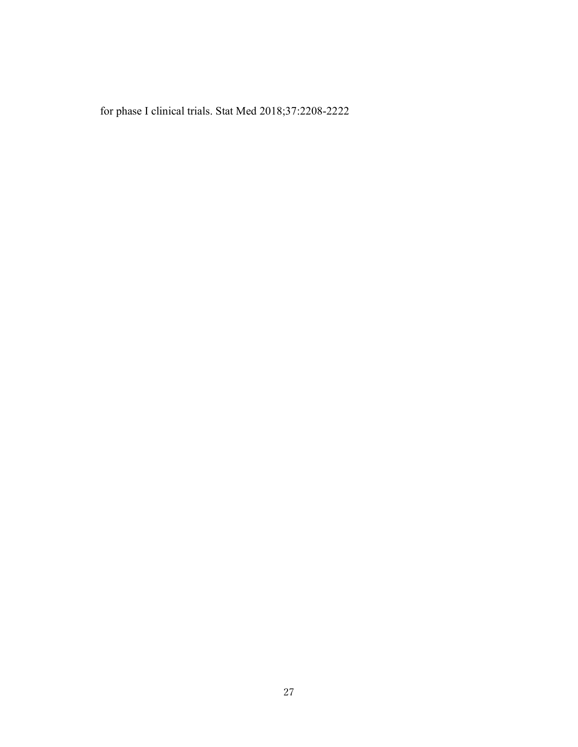for phase I clinical trials. Stat Med 2018;37:2208-2222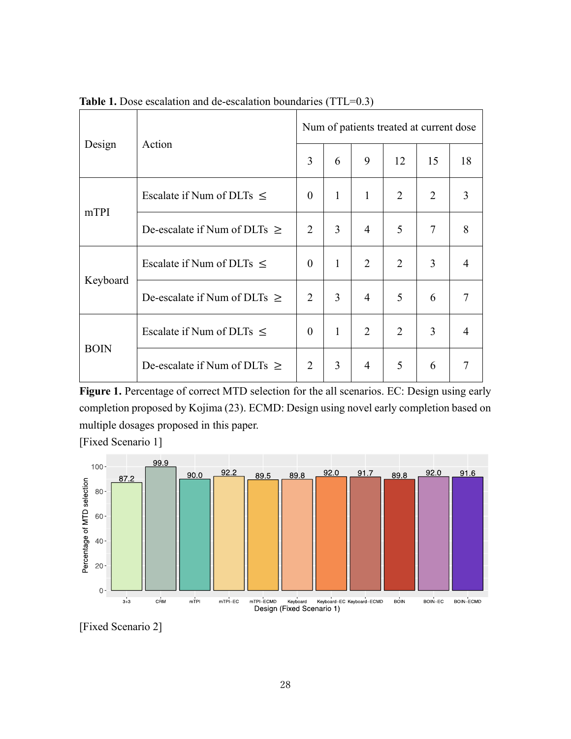**Table 1.** Dose escalation and de-escalation boundaries (TTL=0.3)

| Design | Action | Num of patients treated at current dose | | | | | |
|---|---|---|---|---|---|---|---|
| | | 3 | 6 | 9 | 12 | 15 | 18 |
| mTPI | Escalate if Num of DLTs ≤ | 0 | 1 | 1 | 2 | 2 | 3 |
| | De-escalate if Num of DLTs ≥ | 2 | 3 | 4 | 5 | 7 | 8 |
| Keyboard | Escalate if Num of DLTs ≤ | 0 | 1 | 2 | 2 | 3 | 4 |
| | De-escalate if Num of DLTs ≥ | 2 | 3 | 4 | 5 | 6 | 7 |
| BOIN | Escalate if Num of DLTs ≤ | 0 | 1 | 2 | 2 | 3 | 4 |
| | De-escalate if Num of DLTs ≥ | 2 | 3 | 4 | 5 | 6 | 7 |

**Figure 1.** Percentage of correct MTD selection for the all scenarios. EC: Design using early completion proposed by Kojima (23). ECMD: Design using novel early completion based on multiple dosages proposed in this paper.

[Fixed Scenario 1]

[Fixed Scenario 2]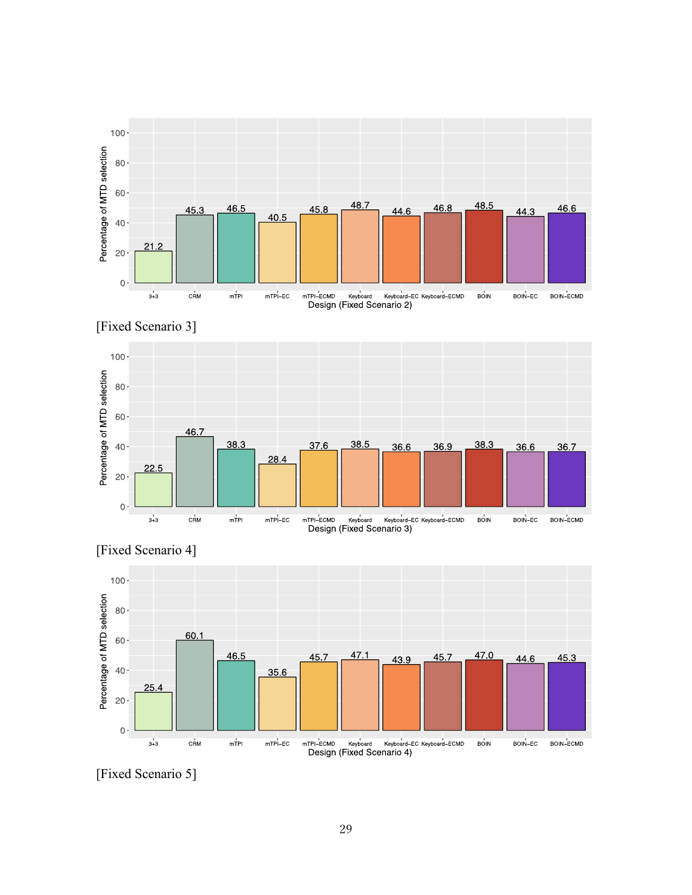| Design (Fixed Scenario 2) | 3+3 | CRM | mTPI | mTPI–EC | mTPI–ECMD | Keyboard | Keyboard–EC | Keyboard–ECMD | BOIN | BOIN–EC | BOIN–ECMD |
|---|---|---|---|---|---|---|---|---|---|---|---|
| Percentage of MTD selection | 21.2 | 45.3 | 46.5 | 40.5 | 45.8 | 48.7 | 44.6 | 46.8 | 48.5 | 44.3 | 46.6 |

[Fixed Scenario 3]

| Design (Fixed Scenario 3) | 3+3 | CRM | mTPI | mTPI–EC | mTPI–ECMD | Keyboard | Keyboard–EC | Keyboard–ECMD | BOIN | BOIN–EC | BOIN–ECMD |
|---|---|---|---|---|---|---|---|---|---|---|---|
| Percentage of MTD selection | 22.5 | 46.7 | 38.3 | 28.4 | 37.6 | 38.5 | 36.6 | 36.9 | 38.3 | 36.6 | 36.7 |

[Fixed Scenario 4]

| Design (Fixed Scenario 4) | 3+3 | CRM | mTPI | mTPI–EC | mTPI–ECMD | Keyboard | Keyboard–EC | Keyboard–ECMD | BOIN | BOIN–EC | BOIN–ECMD |
|---|---|---|---|---|---|---|---|---|---|---|---|
| Percentage of MTD selection | 25.4 | 60.1 | 46.5 | 35.6 | 45.7 | 47.1 | 43.9 | 45.7 | 47.0 | 44.6 | 45.3 |

[Fixed Scenario 5]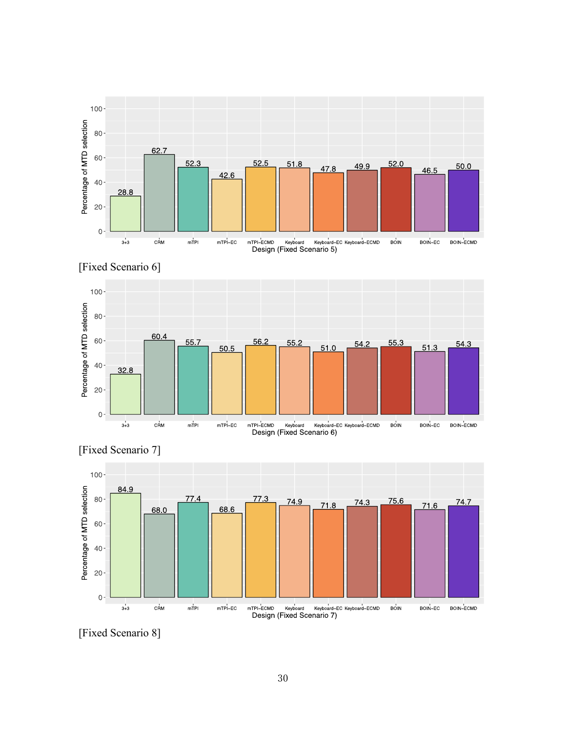| Design (Fixed Scenario 5) | Percentage of MTD selection |
|---|---|
| 3+3 | 28.8 |
| CRM | 62.7 |
| mTPI | 52.3 |
| mTPI–EC | 42.6 |
| mTPI–ECMD | 52.5 |
| Keyboard | 51.8 |
| Keyboard–EC | 47.8 |
| Keyboard–ECMD | 49.9 |
| BOIN | 52.0 |
| BOIN–EC | 46.5 |
| BOIN–ECMD | 50.0 |

[Fixed Scenario 6]

| Design (Fixed Scenario 6) | Percentage of MTD selection |
|---|---|
| 3+3 | 32.8 |
| CRM | 60.4 |
| mTPI | 55.7 |
| mTPI–EC | 50.5 |
| mTPI–ECMD | 56.2 |
| Keyboard | 55.2 |
| Keyboard–EC | 51.0 |
| Keyboard–ECMD | 54.2 |
| BOIN | 55.3 |
| BOIN–EC | 51.3 |
| BOIN–ECMD | 54.3 |

[Fixed Scenario 7]

| Design (Fixed Scenario 7) | Percentage of MTD selection |
|---|---|
| 3+3 | 84.9 |
| CRM | 68.0 |
| mTPI | 77.4 |
| mTPI–EC | 68.6 |
| mTPI–ECMD | 77.3 |
| Keyboard | 74.9 |
| Keyboard–EC | 71.8 |
| Keyboard–ECMD | 74.3 |
| BOIN | 75.6 |
| BOIN–EC | 71.6 |
| BOIN–ECMD | 74.7 |

[Fixed Scenario 8]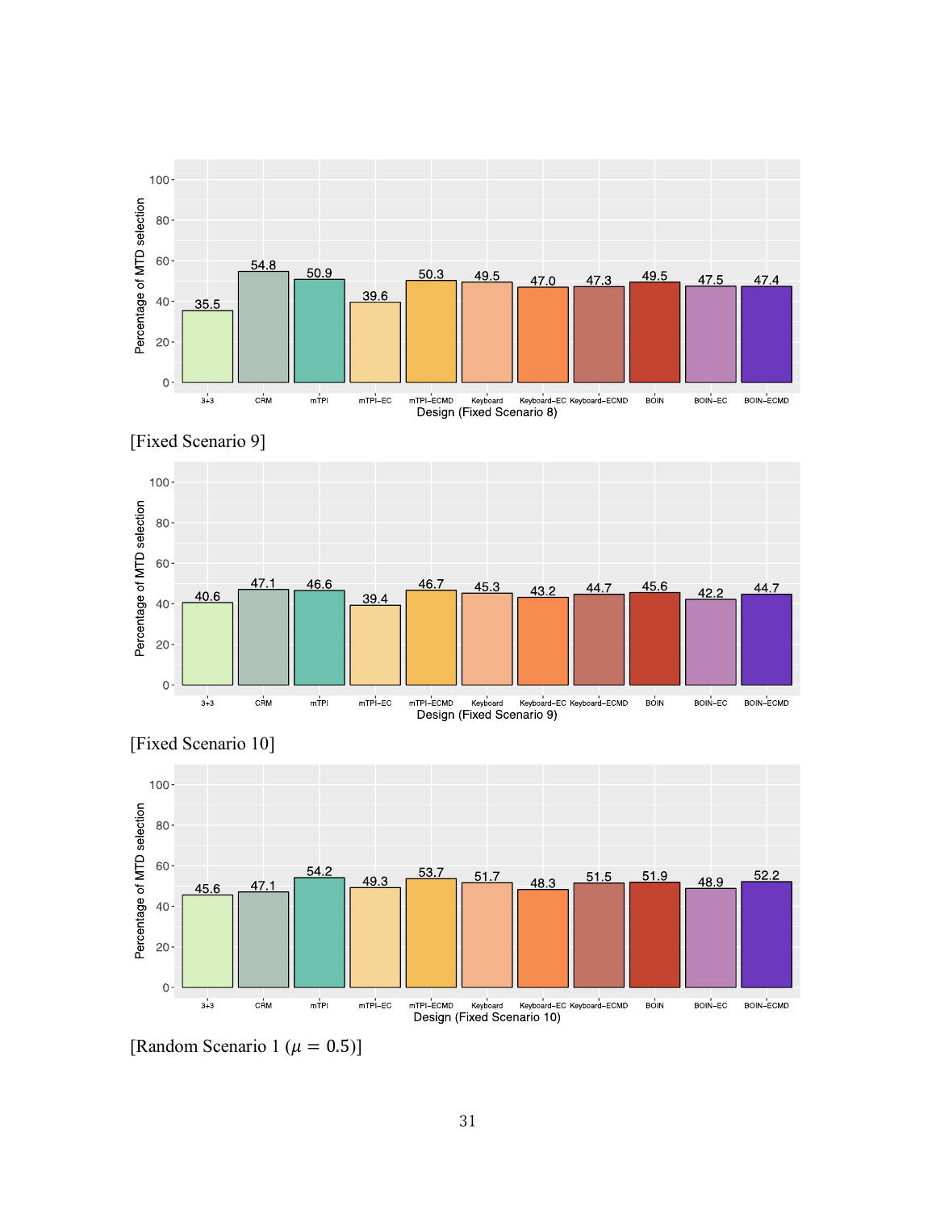| Design (Fixed Scenario 8) | 3+3 | CRM | mTPI | mTPI–EC | mTPI–ECMD | Keyboard | Keyboard–EC | Keyboard–ECMD | BOIN | BOIN–EC | BOIN–ECMD |
|---|---|---|---|---|---|---|---|---|---|---|---|
| Percentage of MTD selection | 35.5 | 54.8 | 50.9 | 39.6 | 50.3 | 49.5 | 47.0 | 47.3 | 49.5 | 47.5 | 47.4 |

[Fixed Scenario 9]

| Design (Fixed Scenario 9) | 3+3 | CRM | mTPI | mTPI–EC | mTPI–ECMD | Keyboard | Keyboard–EC | Keyboard–ECMD | BOIN | BOIN–EC | BOIN–ECMD |
|---|---|---|---|---|---|---|---|---|---|---|---|
| Percentage of MTD selection | 40.6 | 47.1 | 46.6 | 39.4 | 46.7 | 45.3 | 43.2 | 44.7 | 45.6 | 42.2 | 44.7 |

[Fixed Scenario 10]

| Design (Fixed Scenario 10) | 3+3 | CRM | mTPI | mTPI–EC | mTPI–ECMD | Keyboard | Keyboard–EC | Keyboard–ECMD | BOIN | BOIN–EC | BOIN–ECMD |
|---|---|---|---|---|---|---|---|---|---|---|---|
| Percentage of MTD selection | 45.6 | 47.1 | 54.2 | 49.3 | 53.7 | 51.7 | 48.3 | 51.5 | 51.9 | 48.9 | 52.2 |

[Random Scenario 1 ($\mu = 0.5$)]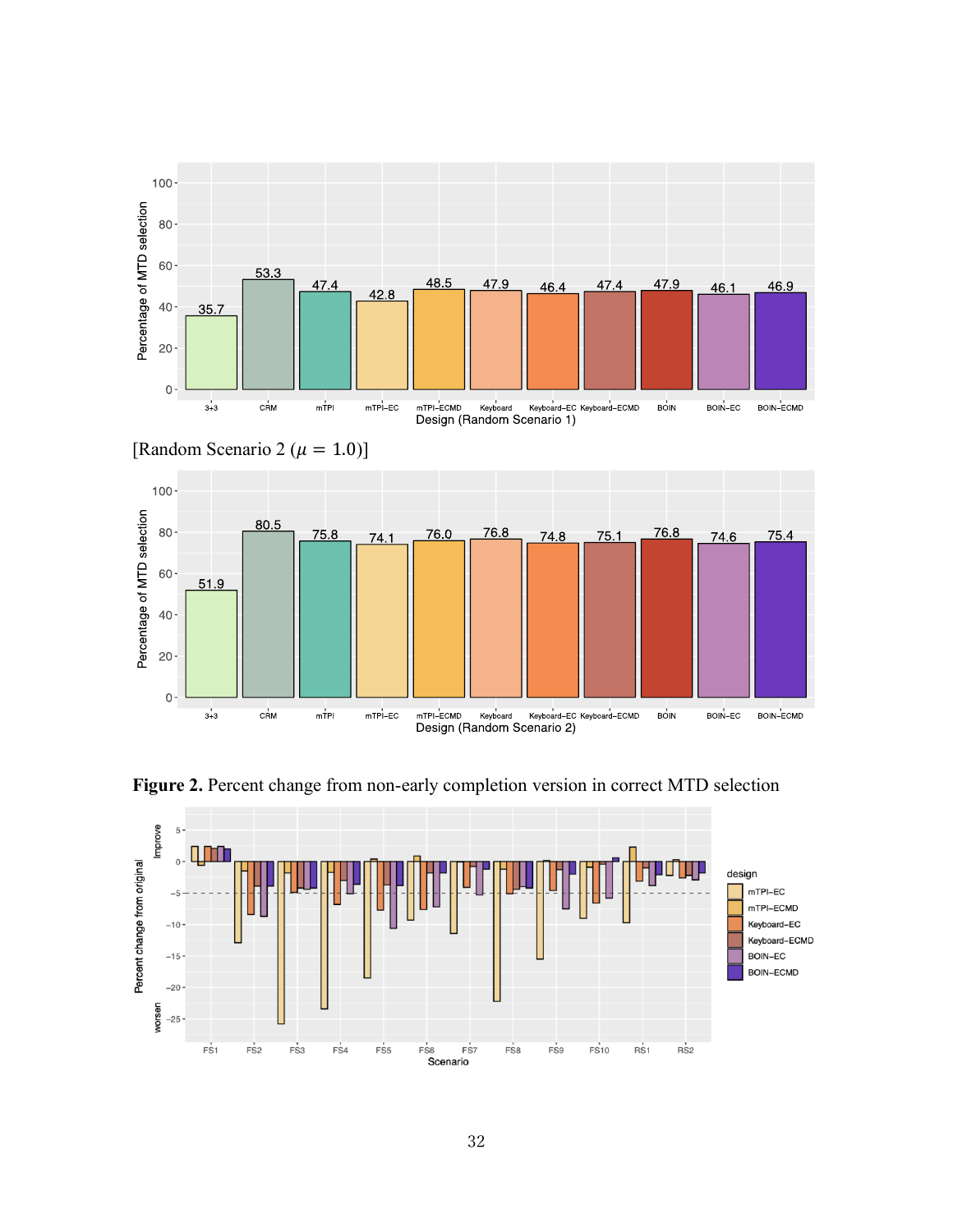[Random Scenario 2 ($\mu = 1.0$)]

**Figure 2.** Percent change from non-early completion version in correct MTD selection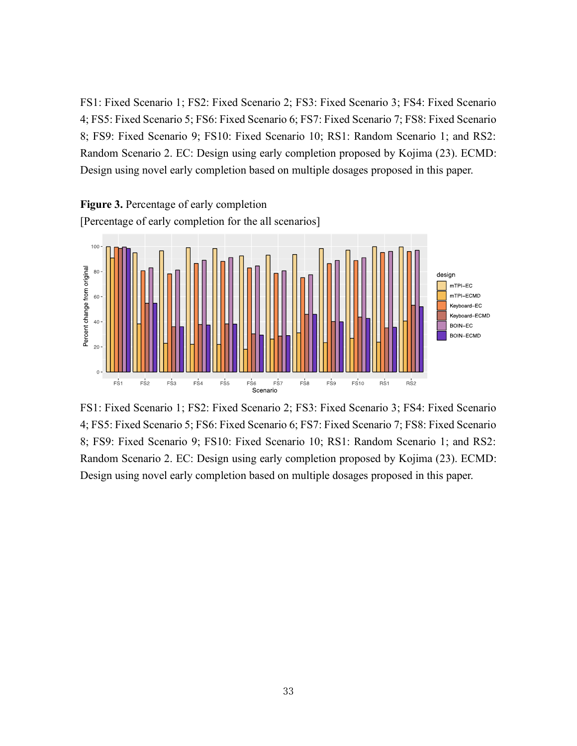FS1: Fixed Scenario 1; FS2: Fixed Scenario 2; FS3: Fixed Scenario 3; FS4: Fixed Scenario 4; FS5: Fixed Scenario 5; FS6: Fixed Scenario 6; FS7: Fixed Scenario 7; FS8: Fixed Scenario 8; FS9: Fixed Scenario 9; FS10: Fixed Scenario 10; RS1: Random Scenario 1; and RS2: Random Scenario 2. EC: Design using early completion proposed by Kojima (23). ECMD: Design using novel early completion based on multiple dosages proposed in this paper.

**Figure 3.** Percentage of early completion

[Percentage of early completion for the all scenarios]

Percent change from original

100
80
60
40
20
0

FS1 FS2 FS3 FS4 FS5 FS6 FS7 FS8 FS9 FS10 RS1 RS2

Scenario

design
mTPI–EC
mTPI–ECMD
Keyboard–EC
Keyboard–ECMD
BOIN–EC
BOIN–ECMD

FS1: Fixed Scenario 1; FS2: Fixed Scenario 2; FS3: Fixed Scenario 3; FS4: Fixed Scenario 4; FS5: Fixed Scenario 5; FS6: Fixed Scenario 6; FS7: Fixed Scenario 7; FS8: Fixed Scenario 8; FS9: Fixed Scenario 9; FS10: Fixed Scenario 10; RS1: Random Scenario 1; and RS2: Random Scenario 2. EC: Design using early completion proposed by Kojima (23). ECMD: Design using novel early completion based on multiple dosages proposed in this paper.